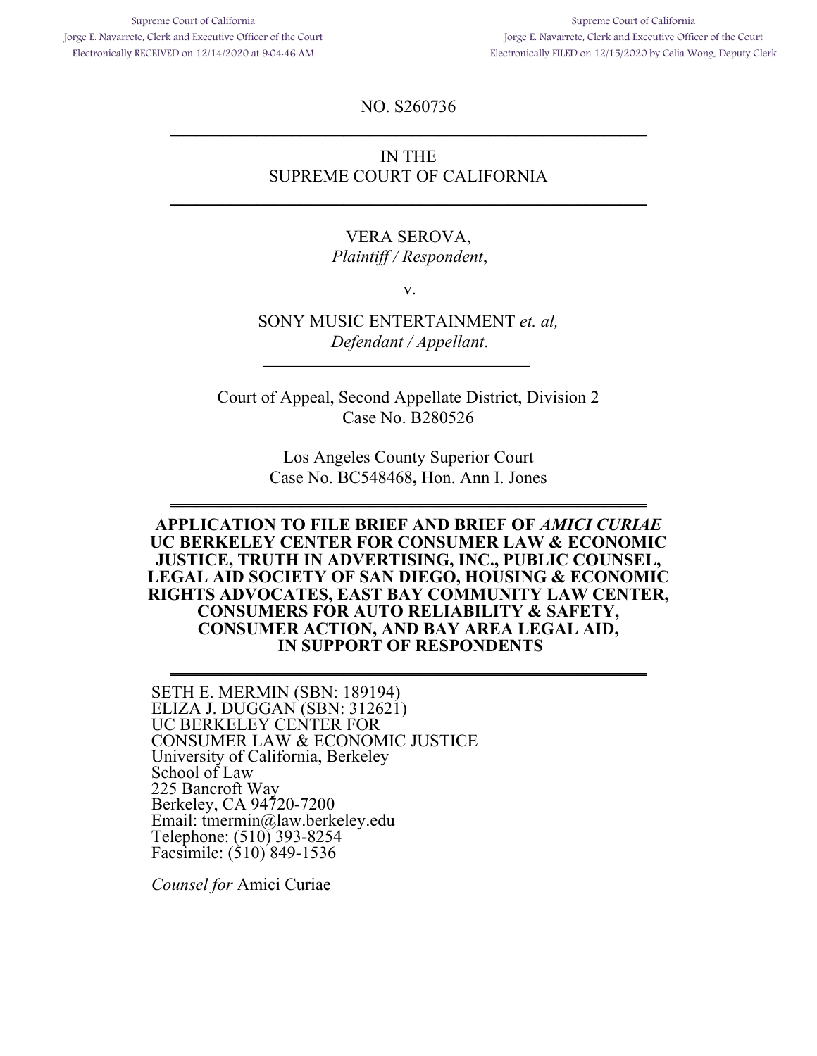Supreme Court of California
Jorge E. Navarrete, Clerk and Executive Officer of the Court
Electronically RECEIVED on 12/14/2020 at 9:04:46 AM

Supreme Court of California
Jorge E. Navarrete, Clerk and Executive Officer of the Court
Electronically FILED on 12/15/2020 by Celia Wong, Deputy Clerk

NO. S260736

---

IN THE
SUPREME COURT OF CALIFORNIA

---

VERA SEROVA,
*Plaintiff / Respondent*,

v.

SONY MUSIC ENTERTAINMENT *et. al,*
*Defendant / Appellant*.

---

Court of Appeal, Second Appellate District, Division 2
Case No. B280526

Los Angeles County Superior Court
Case No. BC548468**,** Hon. Ann I. Jones

---

**APPLICATION TO FILE BRIEF AND BRIEF OF *AMICI CURIAE* UC BERKELEY CENTER FOR CONSUMER LAW & ECONOMIC JUSTICE, TRUTH IN ADVERTISING, INC., PUBLIC COUNSEL, LEGAL AID SOCIETY OF SAN DIEGO, HOUSING & ECONOMIC RIGHTS ADVOCATES, EAST BAY COMMUNITY LAW CENTER, CONSUMERS FOR AUTO RELIABILITY & SAFETY, CONSUMER ACTION, AND BAY AREA LEGAL AID, IN SUPPORT OF RESPONDENTS**

---

SETH E. MERMIN (SBN: 189194)
ELIZA J. DUGGAN (SBN: 312621)
UC BERKELEY CENTER FOR
CONSUMER LAW & ECONOMIC JUSTICE
University of California, Berkeley
School of Law
225 Bancroft Way
Berkeley, CA 94720-7200
Email: tmermin@law.berkeley.edu
Telephone: (510) 393-8254
Facsimile: (510) 849-1536

*Counsel for* Amici Curiae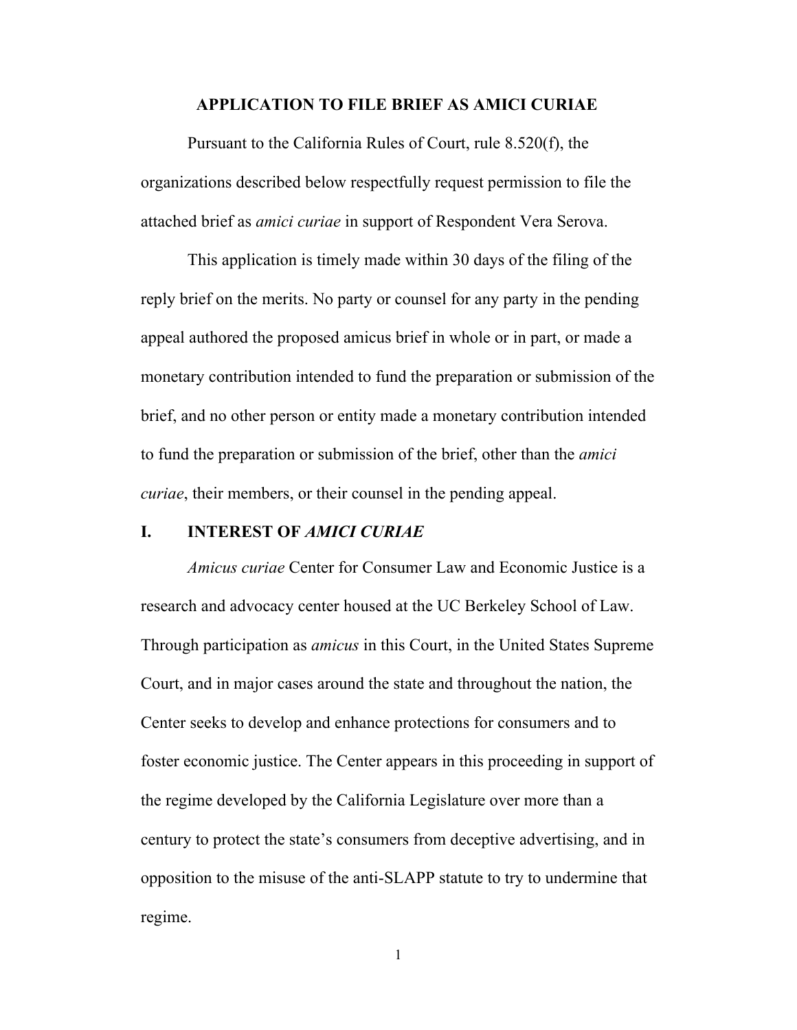## APPLICATION TO FILE BRIEF AS AMICI CURIAE

Pursuant to the California Rules of Court, rule 8.520(f), the organizations described below respectfully request permission to file the attached brief as *amici curiae* in support of Respondent Vera Serova.

This application is timely made within 30 days of the filing of the reply brief on the merits. No party or counsel for any party in the pending appeal authored the proposed amicus brief in whole or in part, or made a monetary contribution intended to fund the preparation or submission of the brief, and no other person or entity made a monetary contribution intended to fund the preparation or submission of the brief, other than the *amici curiae*, their members, or their counsel in the pending appeal.

### I. INTEREST OF *AMICI CURIAE*

*Amicus curiae* Center for Consumer Law and Economic Justice is a research and advocacy center housed at the UC Berkeley School of Law. Through participation as *amicus* in this Court, in the United States Supreme Court, and in major cases around the state and throughout the nation, the Center seeks to develop and enhance protections for consumers and to foster economic justice. The Center appears in this proceeding in support of the regime developed by the California Legislature over more than a century to protect the state's consumers from deceptive advertising, and in opposition to the misuse of the anti-SLAPP statute to try to undermine that regime.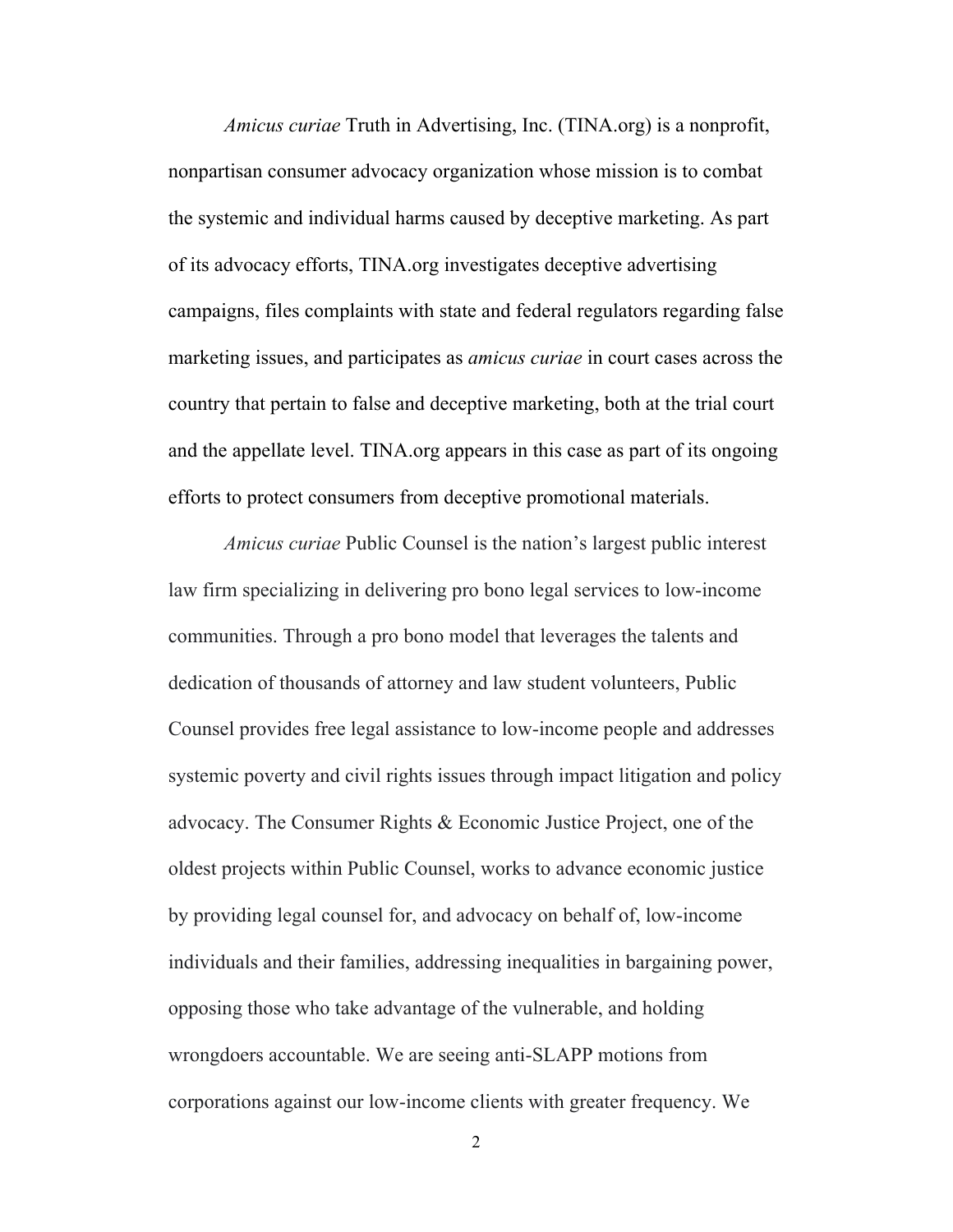*Amicus curiae* Truth in Advertising, Inc. (TINA.org) is a nonprofit, nonpartisan consumer advocacy organization whose mission is to combat the systemic and individual harms caused by deceptive marketing. As part of its advocacy efforts, TINA.org investigates deceptive advertising campaigns, files complaints with state and federal regulators regarding false marketing issues, and participates as *amicus curiae* in court cases across the country that pertain to false and deceptive marketing, both at the trial court and the appellate level. TINA.org appears in this case as part of its ongoing efforts to protect consumers from deceptive promotional materials.

*Amicus curiae* Public Counsel is the nation's largest public interest law firm specializing in delivering pro bono legal services to low-income communities. Through a pro bono model that leverages the talents and dedication of thousands of attorney and law student volunteers, Public Counsel provides free legal assistance to low-income people and addresses systemic poverty and civil rights issues through impact litigation and policy advocacy. The Consumer Rights & Economic Justice Project, one of the oldest projects within Public Counsel, works to advance economic justice by providing legal counsel for, and advocacy on behalf of, low-income individuals and their families, addressing inequalities in bargaining power, opposing those who take advantage of the vulnerable, and holding wrongdoers accountable. We are seeing anti-SLAPP motions from corporations against our low-income clients with greater frequency. We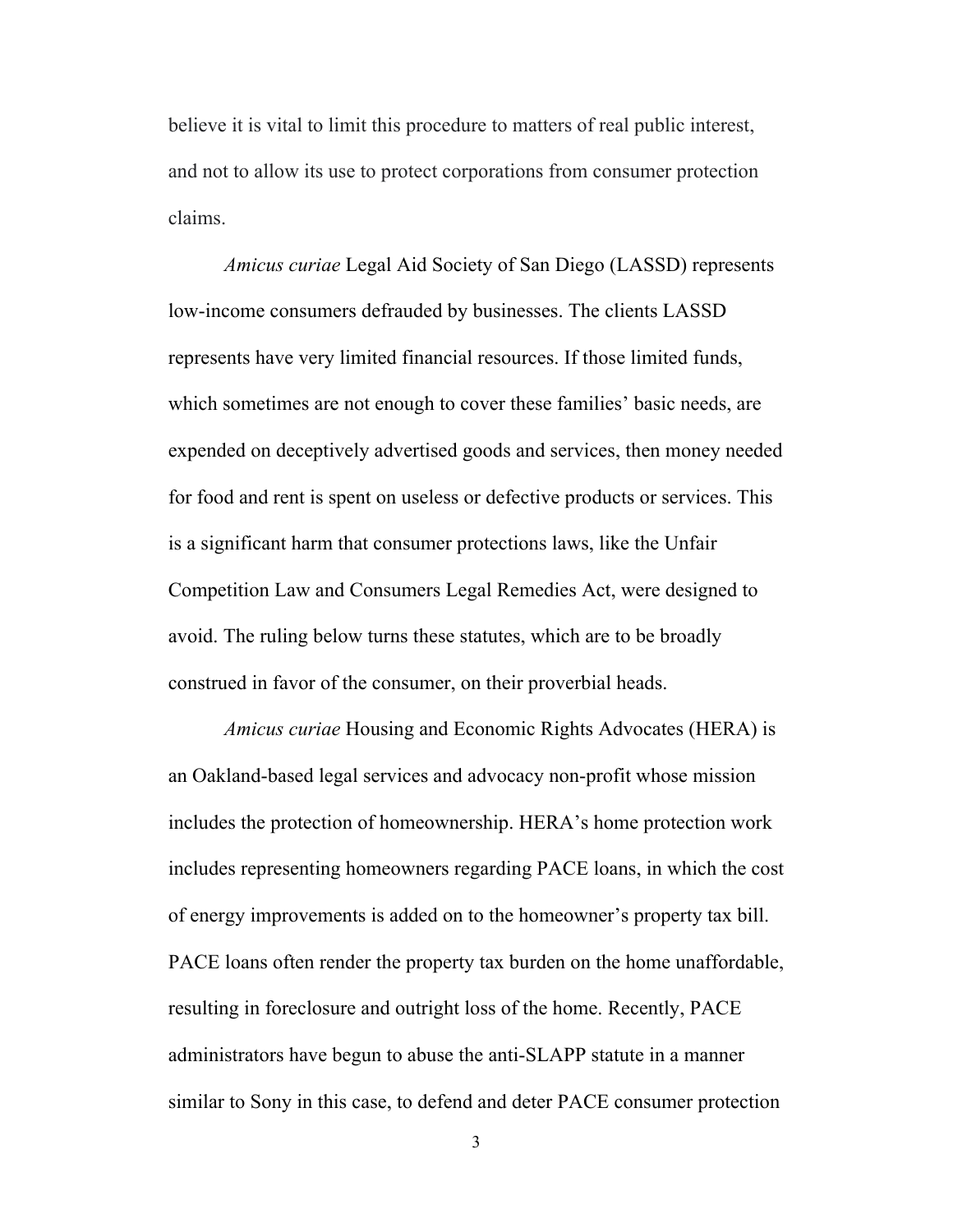believe it is vital to limit this procedure to matters of real public interest, and not to allow its use to protect corporations from consumer protection claims.

*Amicus curiae* Legal Aid Society of San Diego (LASSD) represents low-income consumers defrauded by businesses. The clients LASSD represents have very limited financial resources. If those limited funds, which sometimes are not enough to cover these families' basic needs, are expended on deceptively advertised goods and services, then money needed for food and rent is spent on useless or defective products or services. This is a significant harm that consumer protections laws, like the Unfair Competition Law and Consumers Legal Remedies Act, were designed to avoid. The ruling below turns these statutes, which are to be broadly construed in favor of the consumer, on their proverbial heads.

*Amicus curiae* Housing and Economic Rights Advocates (HERA) is an Oakland-based legal services and advocacy non-profit whose mission includes the protection of homeownership. HERA's home protection work includes representing homeowners regarding PACE loans, in which the cost of energy improvements is added on to the homeowner's property tax bill. PACE loans often render the property tax burden on the home unaffordable, resulting in foreclosure and outright loss of the home. Recently, PACE administrators have begun to abuse the anti-SLAPP statute in a manner similar to Sony in this case, to defend and deter PACE consumer protection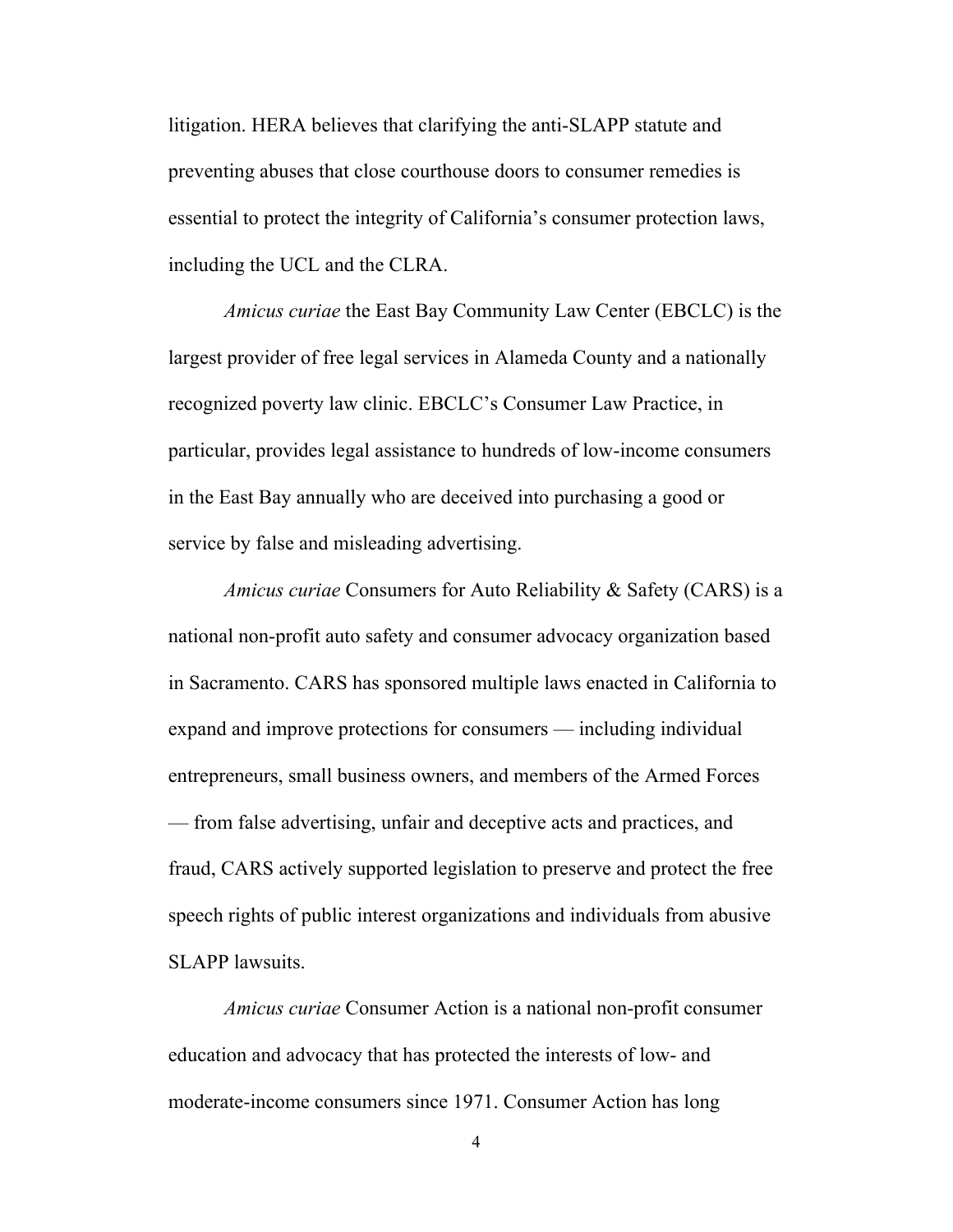litigation. HERA believes that clarifying the anti-SLAPP statute and preventing abuses that close courthouse doors to consumer remedies is essential to protect the integrity of California's consumer protection laws, including the UCL and the CLRA.

*Amicus curiae* the East Bay Community Law Center (EBCLC) is the largest provider of free legal services in Alameda County and a nationally recognized poverty law clinic. EBCLC's Consumer Law Practice, in particular, provides legal assistance to hundreds of low-income consumers in the East Bay annually who are deceived into purchasing a good or service by false and misleading advertising.

*Amicus curiae* Consumers for Auto Reliability & Safety (CARS) is a national non-profit auto safety and consumer advocacy organization based in Sacramento. CARS has sponsored multiple laws enacted in California to expand and improve protections for consumers — including individual entrepreneurs, small business owners, and members of the Armed Forces — from false advertising, unfair and deceptive acts and practices, and fraud, CARS actively supported legislation to preserve and protect the free speech rights of public interest organizations and individuals from abusive SLAPP lawsuits.

*Amicus curiae* Consumer Action is a national non-profit consumer education and advocacy that has protected the interests of low- and moderate-income consumers since 1971. Consumer Action has long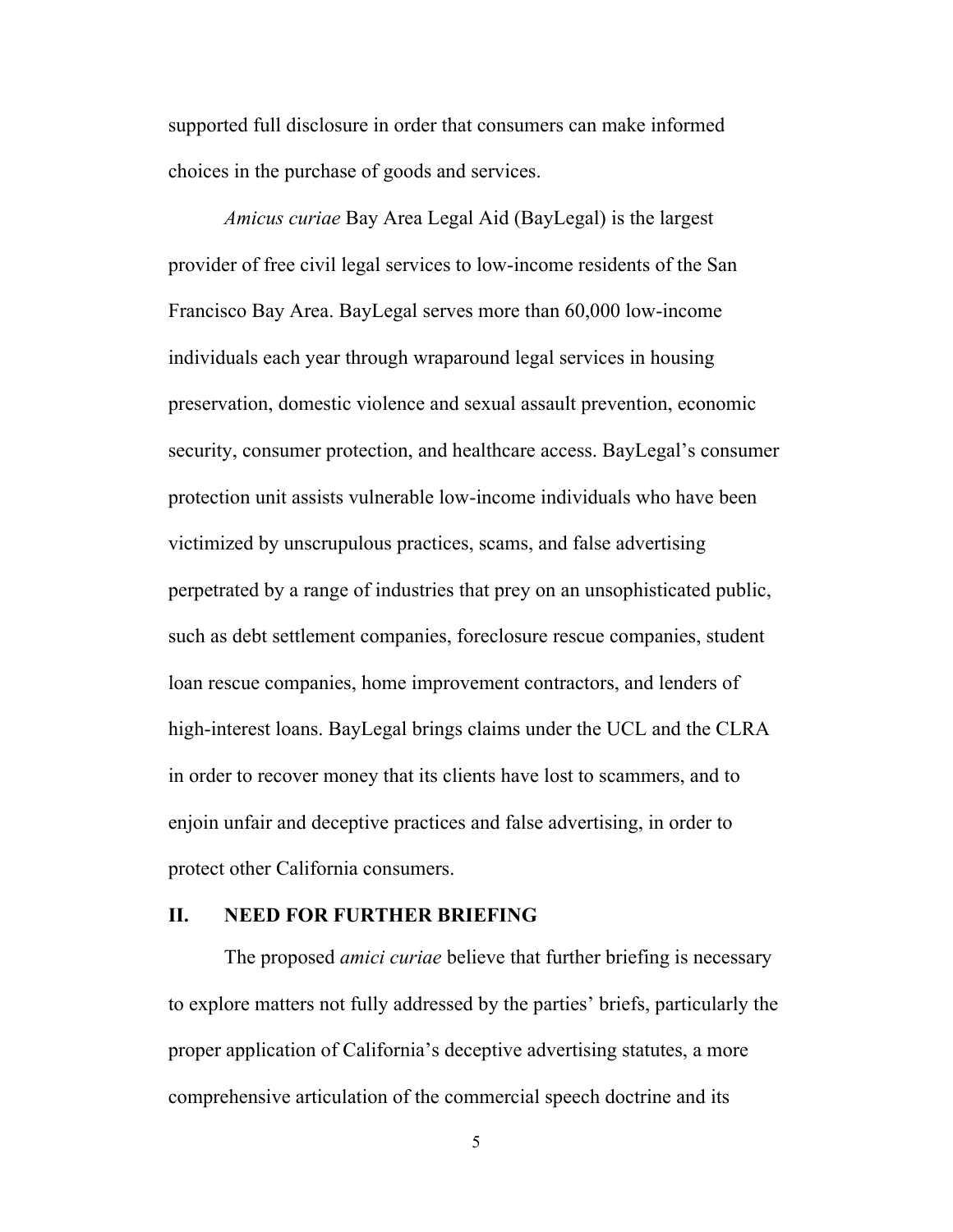supported full disclosure in order that consumers can make informed choices in the purchase of goods and services.

*Amicus curiae* Bay Area Legal Aid (BayLegal) is the largest provider of free civil legal services to low-income residents of the San Francisco Bay Area. BayLegal serves more than 60,000 low-income individuals each year through wraparound legal services in housing preservation, domestic violence and sexual assault prevention, economic security, consumer protection, and healthcare access. BayLegal's consumer protection unit assists vulnerable low-income individuals who have been victimized by unscrupulous practices, scams, and false advertising perpetrated by a range of industries that prey on an unsophisticated public, such as debt settlement companies, foreclosure rescue companies, student loan rescue companies, home improvement contractors, and lenders of high-interest loans. BayLegal brings claims under the UCL and the CLRA in order to recover money that its clients have lost to scammers, and to enjoin unfair and deceptive practices and false advertising, in order to protect other California consumers.

## II. NEED FOR FURTHER BRIEFING

The proposed *amici curiae* believe that further briefing is necessary to explore matters not fully addressed by the parties' briefs, particularly the proper application of California's deceptive advertising statutes, a more comprehensive articulation of the commercial speech doctrine and its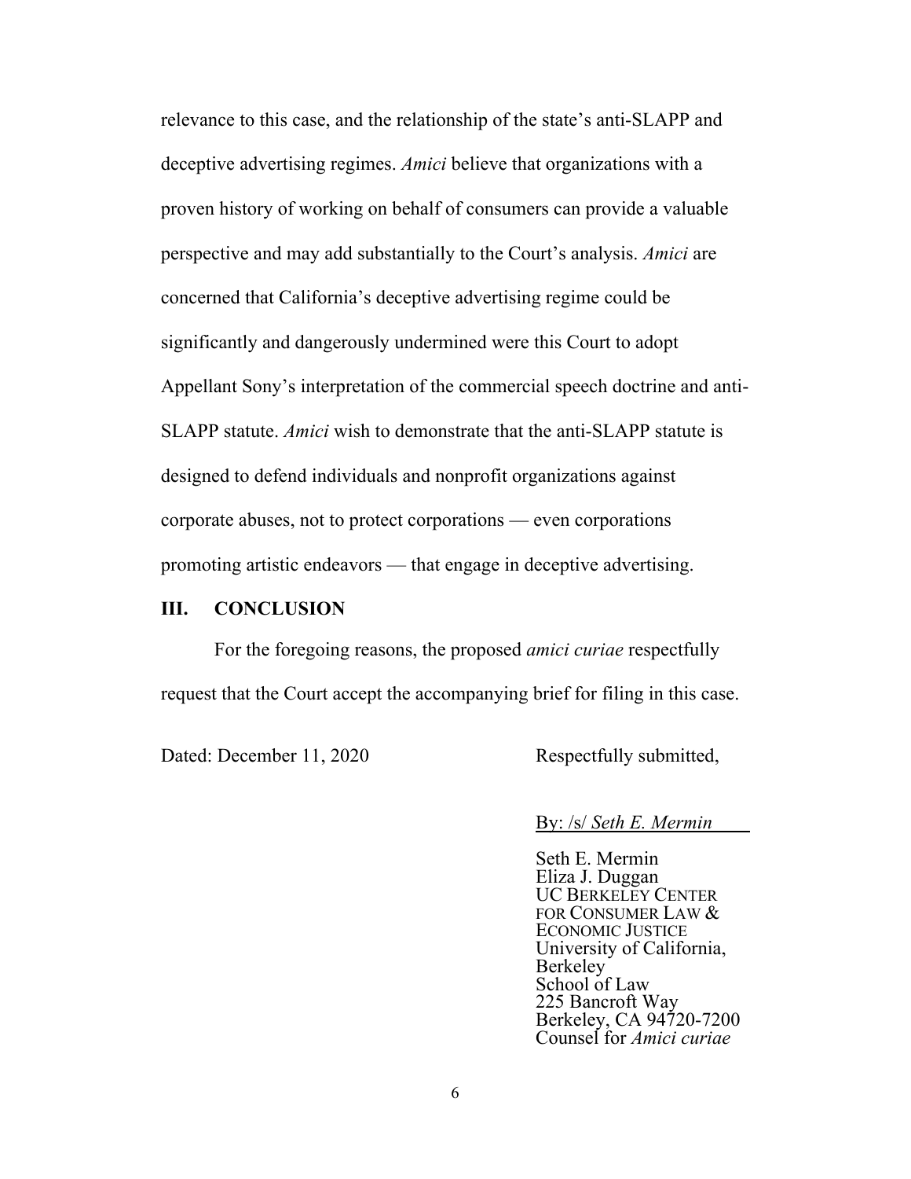relevance to this case, and the relationship of the state's anti-SLAPP and deceptive advertising regimes. *Amici* believe that organizations with a proven history of working on behalf of consumers can provide a valuable perspective and may add substantially to the Court's analysis. *Amici* are concerned that California's deceptive advertising regime could be significantly and dangerously undermined were this Court to adopt Appellant Sony's interpretation of the commercial speech doctrine and anti-SLAPP statute. *Amici* wish to demonstrate that the anti-SLAPP statute is designed to defend individuals and nonprofit organizations against corporate abuses, not to protect corporations — even corporations promoting artistic endeavors — that engage in deceptive advertising.

## III. CONCLUSION

For the foregoing reasons, the proposed *amici curiae* respectfully request that the Court accept the accompanying brief for filing in this case.

Dated: December 11, 2020

Respectfully submitted,

By: /s/ *Seth E. Mermin*

Seth E. Mermin
Eliza J. Duggan
UC BERKELEY CENTER FOR CONSUMER LAW & ECONOMIC JUSTICE
University of California, Berkeley
School of Law
225 Bancroft Way
Berkeley, CA 94720-7200
Counsel for *Amici curiae*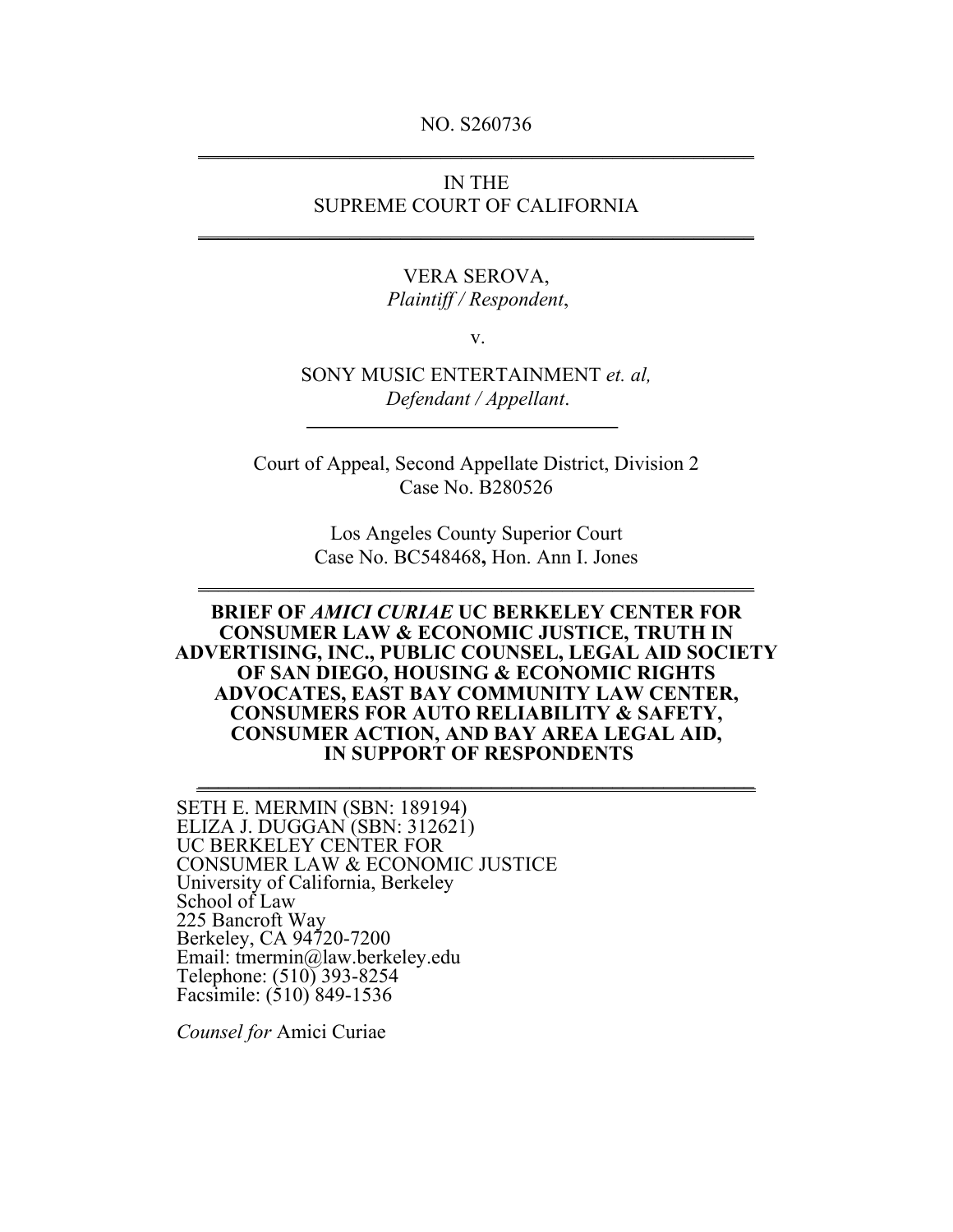NO. S260736

IN THE
SUPREME COURT OF CALIFORNIA

VERA SEROVA,
*Plaintiff / Respondent*,

v.

SONY MUSIC ENTERTAINMENT *et. al,*
*Defendant / Appellant*.

Court of Appeal, Second Appellate District, Division 2
Case No. B280526

Los Angeles County Superior Court
Case No. BC548468**,** Hon. Ann I. Jones

**BRIEF OF *AMICI CURIAE* UC BERKELEY CENTER FOR CONSUMER LAW & ECONOMIC JUSTICE, TRUTH IN ADVERTISING, INC., PUBLIC COUNSEL, LEGAL AID SOCIETY OF SAN DIEGO, HOUSING & ECONOMIC RIGHTS ADVOCATES, EAST BAY COMMUNITY LAW CENTER, CONSUMERS FOR AUTO RELIABILITY & SAFETY, CONSUMER ACTION, AND BAY AREA LEGAL AID, IN SUPPORT OF RESPONDENTS**

SETH E. MERMIN (SBN: 189194)
ELIZA J. DUGGAN (SBN: 312621)
UC BERKELEY CENTER FOR
CONSUMER LAW & ECONOMIC JUSTICE
University of California, Berkeley
School of Law
225 Bancroft Way
Berkeley, CA 94720-7200
Email: tmermin@law.berkeley.edu
Telephone: (510) 393-8254
Facsimile: (510) 849-1536

*Counsel for* Amici Curiae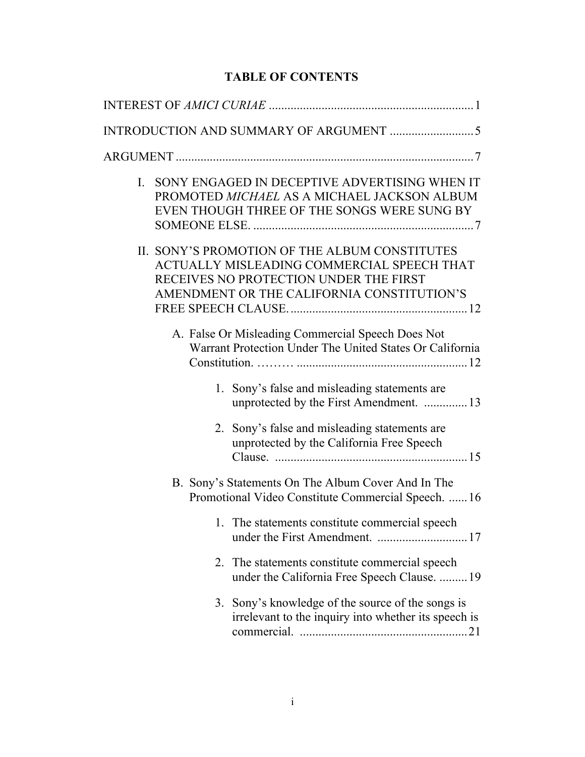# TABLE OF CONTENTS

INTEREST OF *AMICI CURIAE* .................................................................. 1

INTRODUCTION AND SUMMARY OF ARGUMENT ........................... 5

ARGUMENT ................................................................................................ 7

I. SONY ENGAGED IN DECEPTIVE ADVERTISING WHEN IT PROMOTED *MICHAEL* AS A MICHAEL JACKSON ALBUM EVEN THOUGH THREE OF THE SONGS WERE SUNG BY SOMEONE ELSE. ...................................................................... 7

II. SONY'S PROMOTION OF THE ALBUM CONSTITUTES ACTUALLY MISLEADING COMMERCIAL SPEECH THAT RECEIVES NO PROTECTION UNDER THE FIRST AMENDMENT OR THE CALIFORNIA CONSTITUTION'S FREE SPEECH CLAUSE. ........................................................ 12

  A. False Or Misleading Commercial Speech Does Not Warrant Protection Under The United States Or California Constitution. ……… ...................................................... 12

    1. Sony's false and misleading statements are unprotected by the First Amendment. .............. 13

    2. Sony's false and misleading statements are unprotected by the California Free Speech Clause. .............................................................. 15

  B. Sony's Statements On The Album Cover And In The Promotional Video Constitute Commercial Speech. ...... 16

    1. The statements constitute commercial speech under the First Amendment. ............................ 17

    2. The statements constitute commercial speech under the California Free Speech Clause. ......... 19

    3. Sony's knowledge of the source of the songs is irrelevant to the inquiry into whether its speech is commercial. ..................................................... 21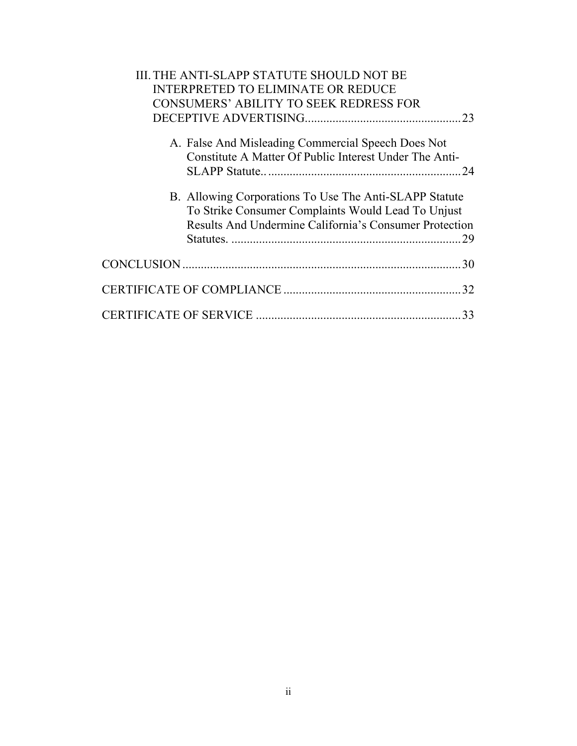III. THE ANTI-SLAPP STATUTE SHOULD NOT BE INTERPRETED TO ELIMINATE OR REDUCE CONSUMERS' ABILITY TO SEEK REDRESS FOR DECEPTIVE ADVERTISING .................................................. 23

A. False And Misleading Commercial Speech Does Not Constitute A Matter Of Public Interest Under The Anti-SLAPP Statute.. .............................................................. 24

B. Allowing Corporations To Use The Anti-SLAPP Statute To Strike Consumer Complaints Would Lead To Unjust Results And Undermine California's Consumer Protection Statutes. .......................................................................... 29

CONCLUSION .......................................................................................... 30

CERTIFICATE OF COMPLIANCE .......................................................... 32

CERTIFICATE OF SERVICE .................................................................. 33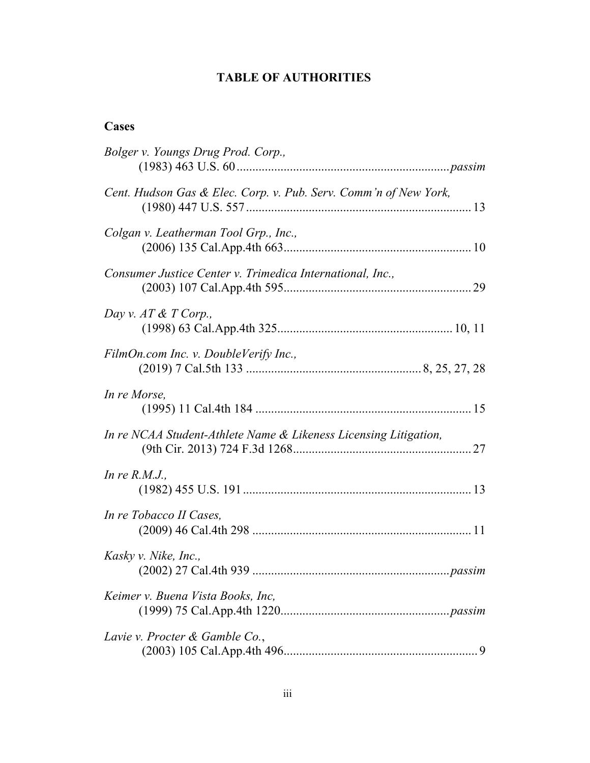## TABLE OF AUTHORITIES

### Cases

*Bolger v. Youngs Drug Prod. Corp.*,
(1983) 463 U.S. 60 .................................................................... *passim*

*Cent. Hudson Gas & Elec. Corp. v. Pub. Serv. Comm'n of New York*,
(1980) 447 U.S. 557 ........................................................................ 13

*Colgan v. Leatherman Tool Grp., Inc.*,
(2006) 135 Cal.App.4th 663............................................................ 10

*Consumer Justice Center v. Trimedica International, Inc.*,
(2003) 107 Cal.App.4th 595............................................................ 29

*Day v. AT & T Corp.*,
(1998) 63 Cal.App.4th 325........................................................ 10, 11

*FilmOn.com Inc. v. DoubleVerify Inc.*,
(2019) 7 Cal.5th 133 ........................................................ 8, 25, 27, 28

*In re Morse*,
(1995) 11 Cal.4th 184 ..................................................................... 15

*In re NCAA Student-Athlete Name & Likeness Licensing Litigation*,
(9th Cir. 2013) 724 F.3d 1268......................................................... 27

*In re R.M.J.*,
(1982) 455 U.S. 191 ........................................................................ 13

*In re Tobacco II Cases*,
(2009) 46 Cal.4th 298 ...................................................................... 11

*Kasky v. Nike, Inc.*,
(2002) 27 Cal.4th 939 ............................................................... *passim*

*Keimer v. Buena Vista Books, Inc*,
(1999) 75 Cal.App.4th 1220...................................................... *passim*

*Lavie v. Procter & Gamble Co.*,
(2003) 105 Cal.App.4th 496.............................................................. 9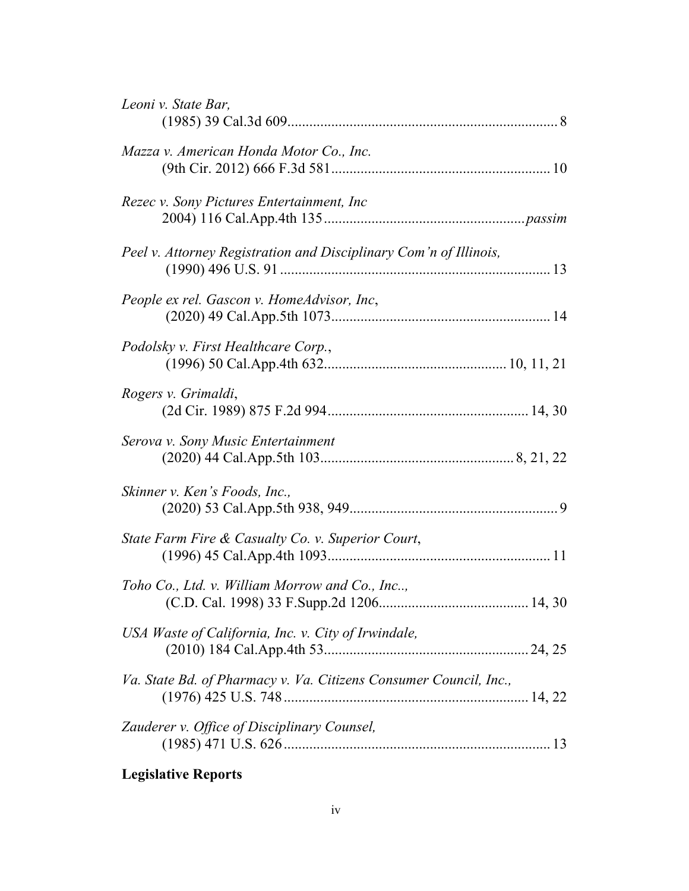*Leoni v. State Bar,*
(1985) 39 Cal.3d 609 .......................................................................... 8

*Mazza v. American Honda Motor Co., Inc.*
(9th Cir. 2012) 666 F.3d 581 ............................................................ 10

*Rezec v. Sony Pictures Entertainment, Inc*
2004) 116 Cal.App.4th 135 ....................................................... *passim*

*Peel v. Attorney Registration and Disciplinary Com'n of Illinois,*
(1990) 496 U.S. 91 .......................................................................... 13

*People ex rel. Gascon v. HomeAdvisor, Inc*,
(2020) 49 Cal.App.5th 1073 ............................................................ 14

*Podolsky v. First Healthcare Corp.*,
(1996) 50 Cal.App.4th 632 .................................................. 10, 11, 21

*Rogers v. Grimaldi*,
(2d Cir. 1989) 875 F.2d 994 ....................................................... 14, 30

*Serova v. Sony Music Entertainment*
(2020) 44 Cal.App.5th 103 .................................................... 8, 21, 22

*Skinner v. Ken's Foods, Inc.,*
(2020) 53 Cal.App.5th 938, 949 ......................................................... 9

*State Farm Fire & Casualty Co. v. Superior Court*,
(1996) 45 Cal.App.4th 1093 ............................................................. 11

*Toho Co., Ltd. v. William Morrow and Co., Inc..,*
(C.D. Cal. 1998) 33 F.Supp.2d 1206 ......................................... 14, 30

*USA Waste of California, Inc. v. City of Irwindale,*
(2010) 184 Cal.App.4th 53 ........................................................ 24, 25

*Va. State Bd. of Pharmacy v. Va. Citizens Consumer Council, Inc.,*
(1976) 425 U.S. 748 .................................................................. 14, 22

*Zauderer v. Office of Disciplinary Counsel,*
(1985) 471 U.S. 626 ......................................................................... 13

**Legislative Reports**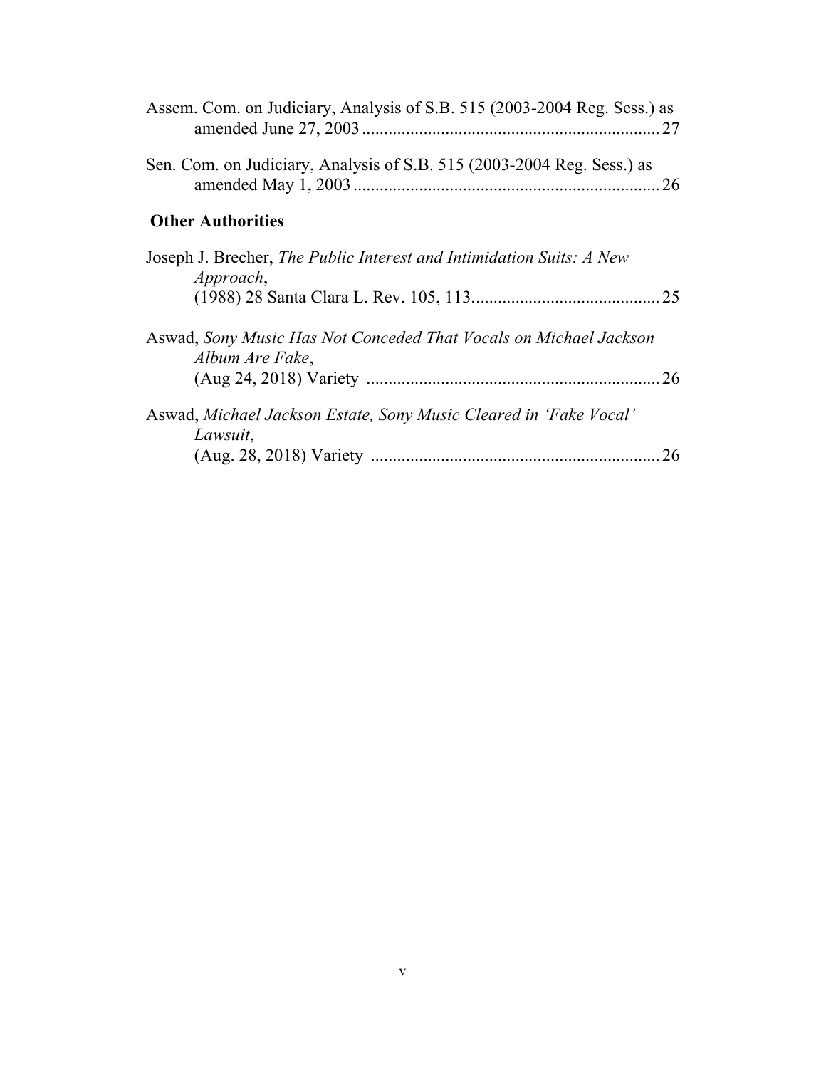Assem. Com. on Judiciary, Analysis of S.B. 515 (2003-2004 Reg. Sess.) as amended June 27, 2003 .......... 27

Sen. Com. on Judiciary, Analysis of S.B. 515 (2003-2004 Reg. Sess.) as amended May 1, 2003 .......... 26

**Other Authorities**

Joseph J. Brecher, *The Public Interest and Intimidation Suits: A New Approach*, (1988) 28 Santa Clara L. Rev. 105, 113 .......... 25

Aswad, *Sony Music Has Not Conceded That Vocals on Michael Jackson Album Are Fake*, (Aug 24, 2018) Variety .......... 26

Aswad, *Michael Jackson Estate, Sony Music Cleared in 'Fake Vocal' Lawsuit*, (Aug. 28, 2018) Variety .......... 26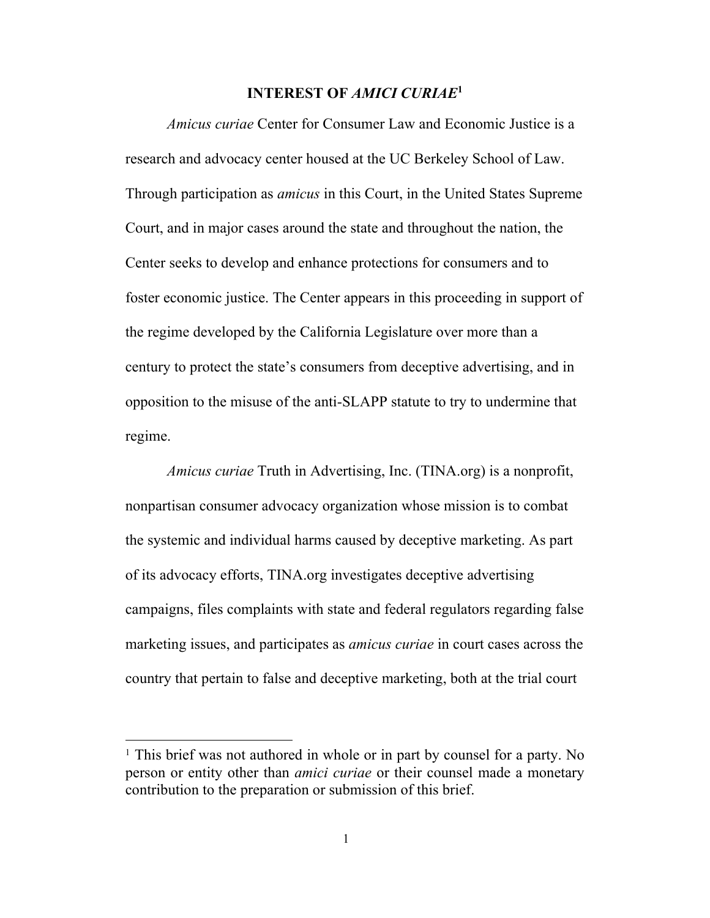## INTEREST OF *AMICI CURIAE*[1]

*Amicus curiae* Center for Consumer Law and Economic Justice is a research and advocacy center housed at the UC Berkeley School of Law. Through participation as *amicus* in this Court, in the United States Supreme Court, and in major cases around the state and throughout the nation, the Center seeks to develop and enhance protections for consumers and to foster economic justice. The Center appears in this proceeding in support of the regime developed by the California Legislature over more than a century to protect the state's consumers from deceptive advertising, and in opposition to the misuse of the anti-SLAPP statute to try to undermine that regime.

*Amicus curiae* Truth in Advertising, Inc. (TINA.org) is a nonprofit, nonpartisan consumer advocacy organization whose mission is to combat the systemic and individual harms caused by deceptive marketing. As part of its advocacy efforts, TINA.org investigates deceptive advertising campaigns, files complaints with state and federal regulators regarding false marketing issues, and participates as *amicus curiae* in court cases across the country that pertain to false and deceptive marketing, both at the trial court

---

[1] This brief was not authored in whole or in part by counsel for a party. No person or entity other than *amici curiae* or their counsel made a monetary contribution to the preparation or submission of this brief.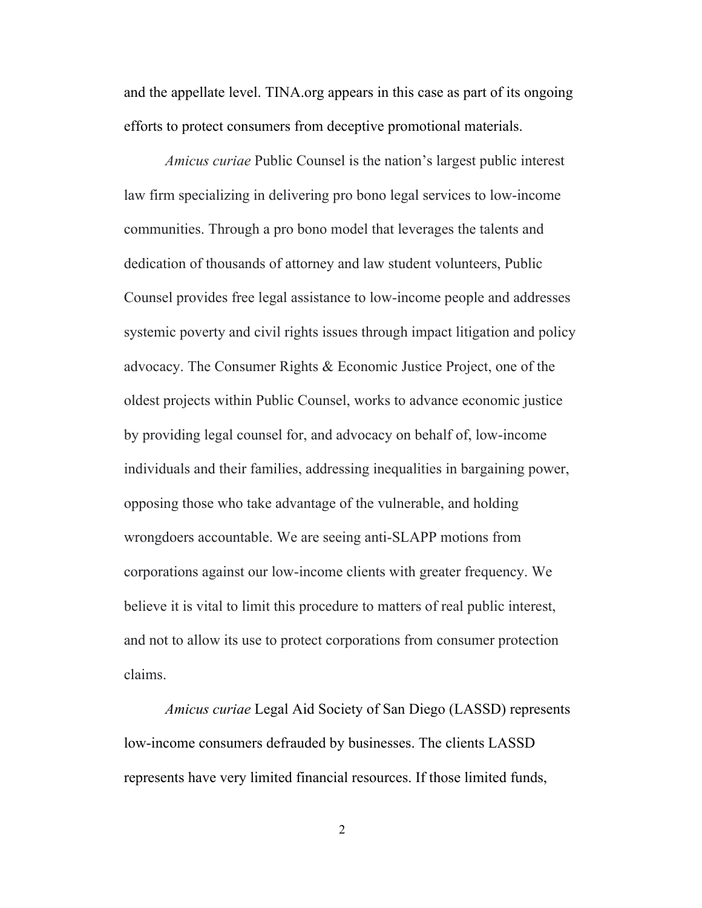and the appellate level. TINA.org appears in this case as part of its ongoing efforts to protect consumers from deceptive promotional materials.

*Amicus curiae* Public Counsel is the nation's largest public interest law firm specializing in delivering pro bono legal services to low-income communities. Through a pro bono model that leverages the talents and dedication of thousands of attorney and law student volunteers, Public Counsel provides free legal assistance to low-income people and addresses systemic poverty and civil rights issues through impact litigation and policy advocacy. The Consumer Rights & Economic Justice Project, one of the oldest projects within Public Counsel, works to advance economic justice by providing legal counsel for, and advocacy on behalf of, low-income individuals and their families, addressing inequalities in bargaining power, opposing those who take advantage of the vulnerable, and holding wrongdoers accountable. We are seeing anti-SLAPP motions from corporations against our low-income clients with greater frequency. We believe it is vital to limit this procedure to matters of real public interest, and not to allow its use to protect corporations from consumer protection claims.

*Amicus curiae* Legal Aid Society of San Diego (LASSD) represents low-income consumers defrauded by businesses. The clients LASSD represents have very limited financial resources. If those limited funds,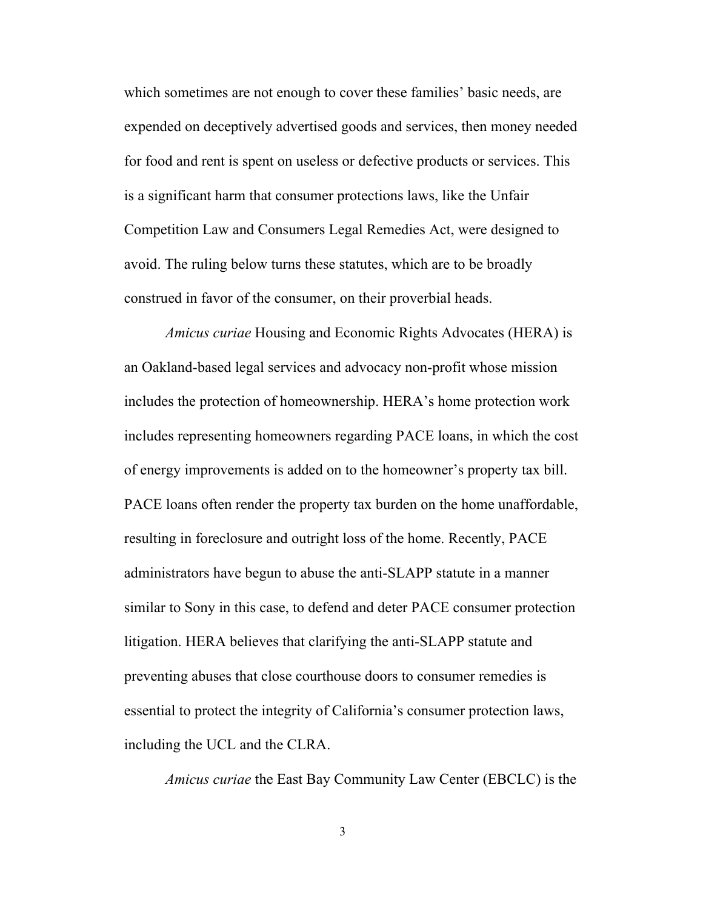which sometimes are not enough to cover these families' basic needs, are expended on deceptively advertised goods and services, then money needed for food and rent is spent on useless or defective products or services. This is a significant harm that consumer protections laws, like the Unfair Competition Law and Consumers Legal Remedies Act, were designed to avoid. The ruling below turns these statutes, which are to be broadly construed in favor of the consumer, on their proverbial heads.

*Amicus curiae* Housing and Economic Rights Advocates (HERA) is an Oakland-based legal services and advocacy non-profit whose mission includes the protection of homeownership. HERA's home protection work includes representing homeowners regarding PACE loans, in which the cost of energy improvements is added on to the homeowner's property tax bill. PACE loans often render the property tax burden on the home unaffordable, resulting in foreclosure and outright loss of the home. Recently, PACE administrators have begun to abuse the anti-SLAPP statute in a manner similar to Sony in this case, to defend and deter PACE consumer protection litigation. HERA believes that clarifying the anti-SLAPP statute and preventing abuses that close courthouse doors to consumer remedies is essential to protect the integrity of California's consumer protection laws, including the UCL and the CLRA.

*Amicus curiae* the East Bay Community Law Center (EBCLC) is the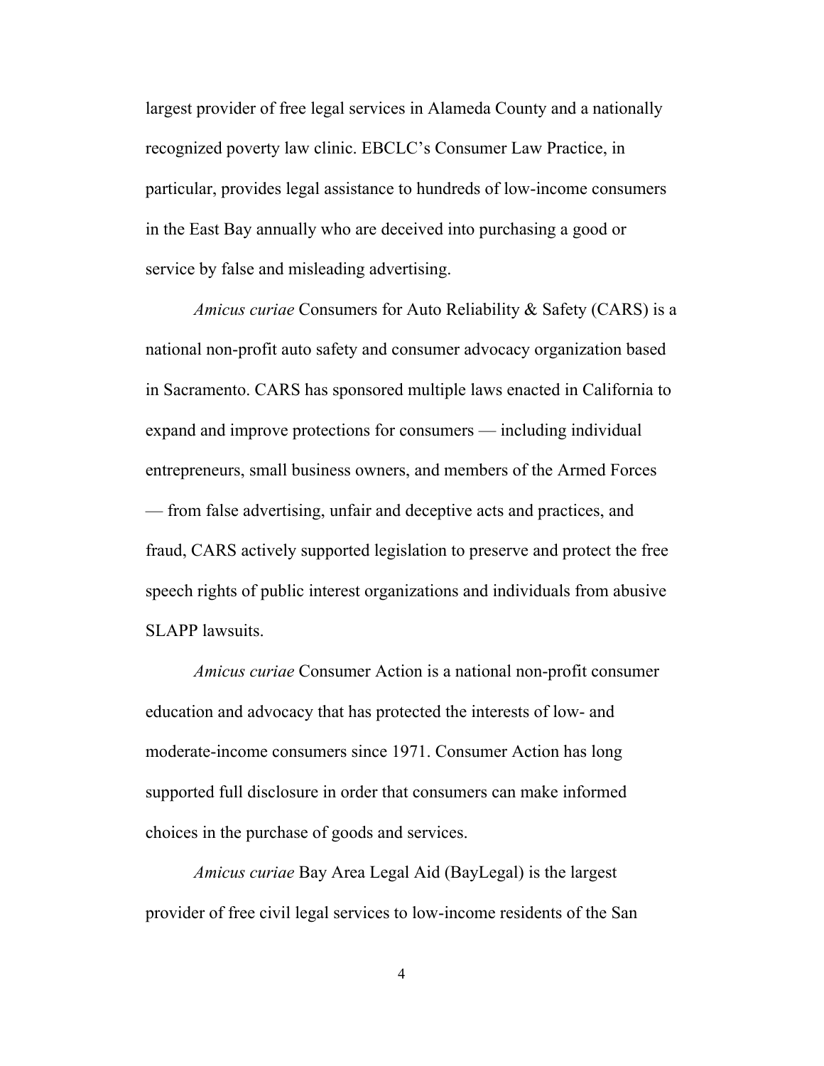largest provider of free legal services in Alameda County and a nationally recognized poverty law clinic. EBCLC's Consumer Law Practice, in particular, provides legal assistance to hundreds of low-income consumers in the East Bay annually who are deceived into purchasing a good or service by false and misleading advertising.

*Amicus curiae* Consumers for Auto Reliability & Safety (CARS) is a national non-profit auto safety and consumer advocacy organization based in Sacramento. CARS has sponsored multiple laws enacted in California to expand and improve protections for consumers — including individual entrepreneurs, small business owners, and members of the Armed Forces — from false advertising, unfair and deceptive acts and practices, and fraud, CARS actively supported legislation to preserve and protect the free speech rights of public interest organizations and individuals from abusive SLAPP lawsuits.

*Amicus curiae* Consumer Action is a national non-profit consumer education and advocacy that has protected the interests of low- and moderate-income consumers since 1971. Consumer Action has long supported full disclosure in order that consumers can make informed choices in the purchase of goods and services.

*Amicus curiae* Bay Area Legal Aid (BayLegal) is the largest provider of free civil legal services to low-income residents of the San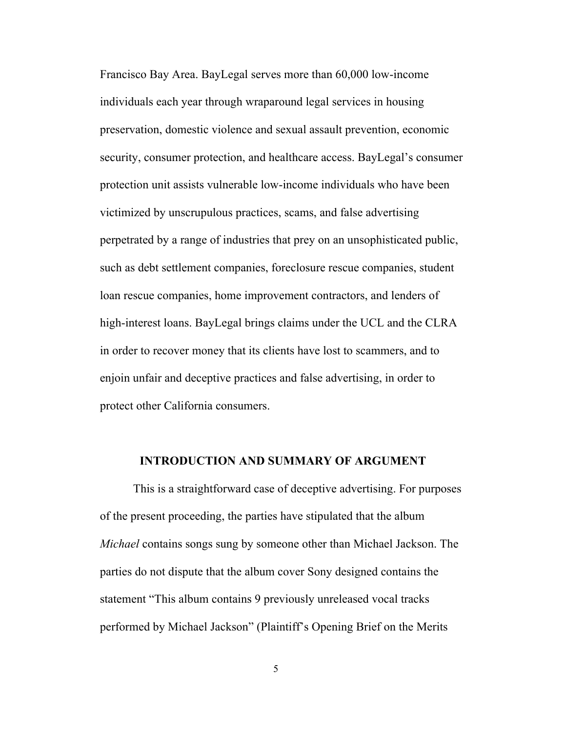Francisco Bay Area. BayLegal serves more than 60,000 low-income individuals each year through wraparound legal services in housing preservation, domestic violence and sexual assault prevention, economic security, consumer protection, and healthcare access. BayLegal's consumer protection unit assists vulnerable low-income individuals who have been victimized by unscrupulous practices, scams, and false advertising perpetrated by a range of industries that prey on an unsophisticated public, such as debt settlement companies, foreclosure rescue companies, student loan rescue companies, home improvement contractors, and lenders of high-interest loans. BayLegal brings claims under the UCL and the CLRA in order to recover money that its clients have lost to scammers, and to enjoin unfair and deceptive practices and false advertising, in order to protect other California consumers.

## INTRODUCTION AND SUMMARY OF ARGUMENT

This is a straightforward case of deceptive advertising. For purposes of the present proceeding, the parties have stipulated that the album *Michael* contains songs sung by someone other than Michael Jackson. The parties do not dispute that the album cover Sony designed contains the statement "This album contains 9 previously unreleased vocal tracks performed by Michael Jackson" (Plaintiff's Opening Brief on the Merits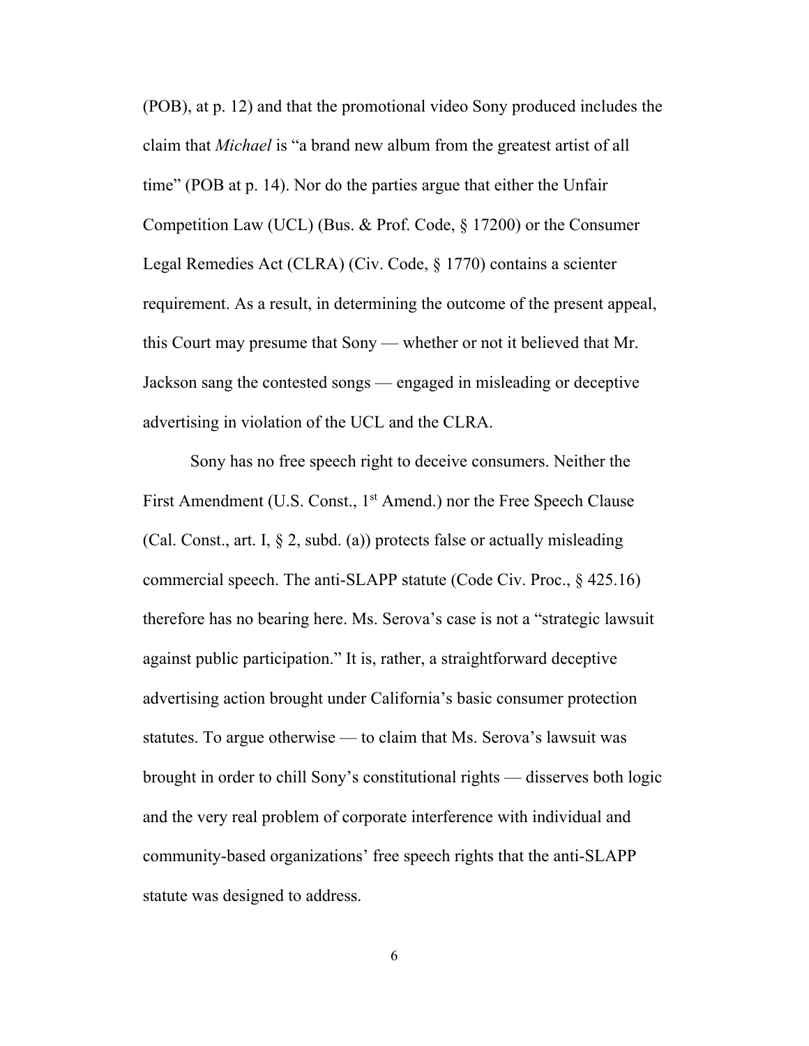(POB), at p. 12) and that the promotional video Sony produced includes the claim that *Michael* is "a brand new album from the greatest artist of all time" (POB at p. 14). Nor do the parties argue that either the Unfair Competition Law (UCL) (Bus. & Prof. Code, § 17200) or the Consumer Legal Remedies Act (CLRA) (Civ. Code, § 1770) contains a scienter requirement. As a result, in determining the outcome of the present appeal, this Court may presume that Sony — whether or not it believed that Mr. Jackson sang the contested songs — engaged in misleading or deceptive advertising in violation of the UCL and the CLRA.

Sony has no free speech right to deceive consumers. Neither the First Amendment (U.S. Const., 1st Amend.) nor the Free Speech Clause (Cal. Const., art. I, § 2, subd. (a)) protects false or actually misleading commercial speech. The anti-SLAPP statute (Code Civ. Proc., § 425.16) therefore has no bearing here. Ms. Serova's case is not a "strategic lawsuit against public participation." It is, rather, a straightforward deceptive advertising action brought under California's basic consumer protection statutes. To argue otherwise — to claim that Ms. Serova's lawsuit was brought in order to chill Sony's constitutional rights — disserves both logic and the very real problem of corporate interference with individual and community-based organizations' free speech rights that the anti-SLAPP statute was designed to address.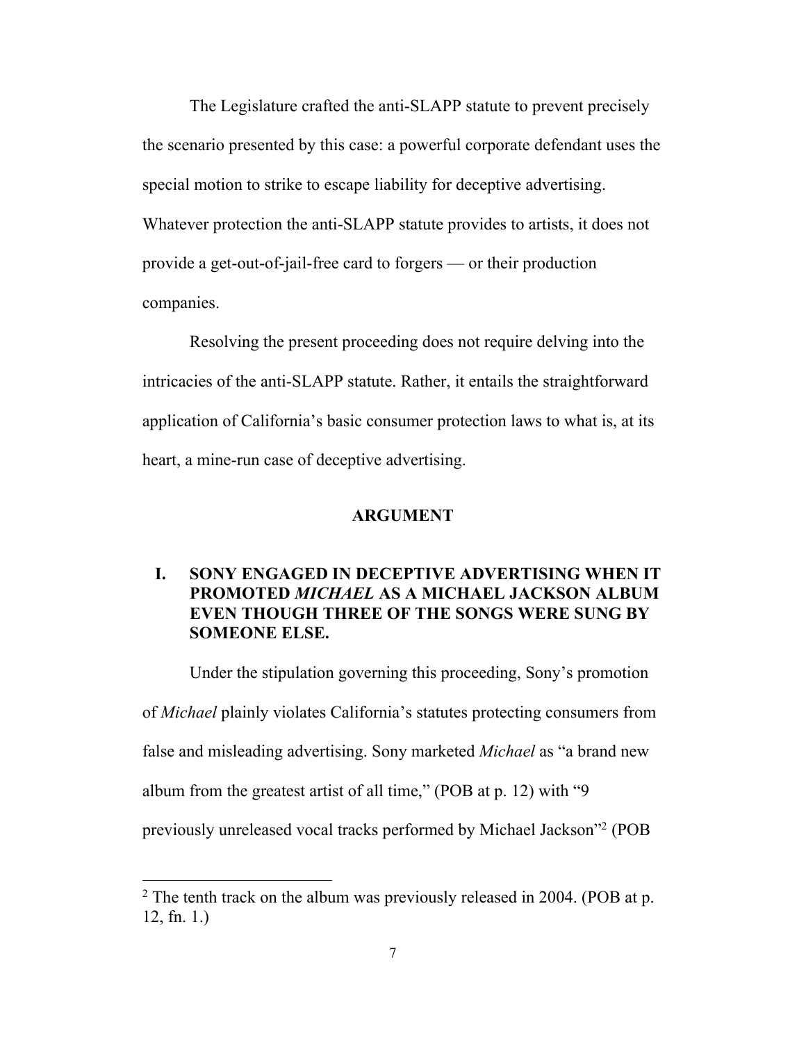The Legislature crafted the anti-SLAPP statute to prevent precisely the scenario presented by this case: a powerful corporate defendant uses the special motion to strike to escape liability for deceptive advertising. Whatever protection the anti-SLAPP statute provides to artists, it does not provide a get-out-of-jail-free card to forgers — or their production companies.

Resolving the present proceeding does not require delving into the intricacies of the anti-SLAPP statute. Rather, it entails the straightforward application of California's basic consumer protection laws to what is, at its heart, a mine-run case of deceptive advertising.

## ARGUMENT

### I. SONY ENGAGED IN DECEPTIVE ADVERTISING WHEN IT PROMOTED *MICHAEL* AS A MICHAEL JACKSON ALBUM EVEN THOUGH THREE OF THE SONGS WERE SUNG BY SOMEONE ELSE.

Under the stipulation governing this proceeding, Sony's promotion of *Michael* plainly violates California's statutes protecting consumers from false and misleading advertising. Sony marketed *Michael* as "a brand new album from the greatest artist of all time," (POB at p. 12) with "9 previously unreleased vocal tracks performed by Michael Jackson"[2] (POB

---

[2] The tenth track on the album was previously released in 2004. (POB at p. 12, fn. 1.)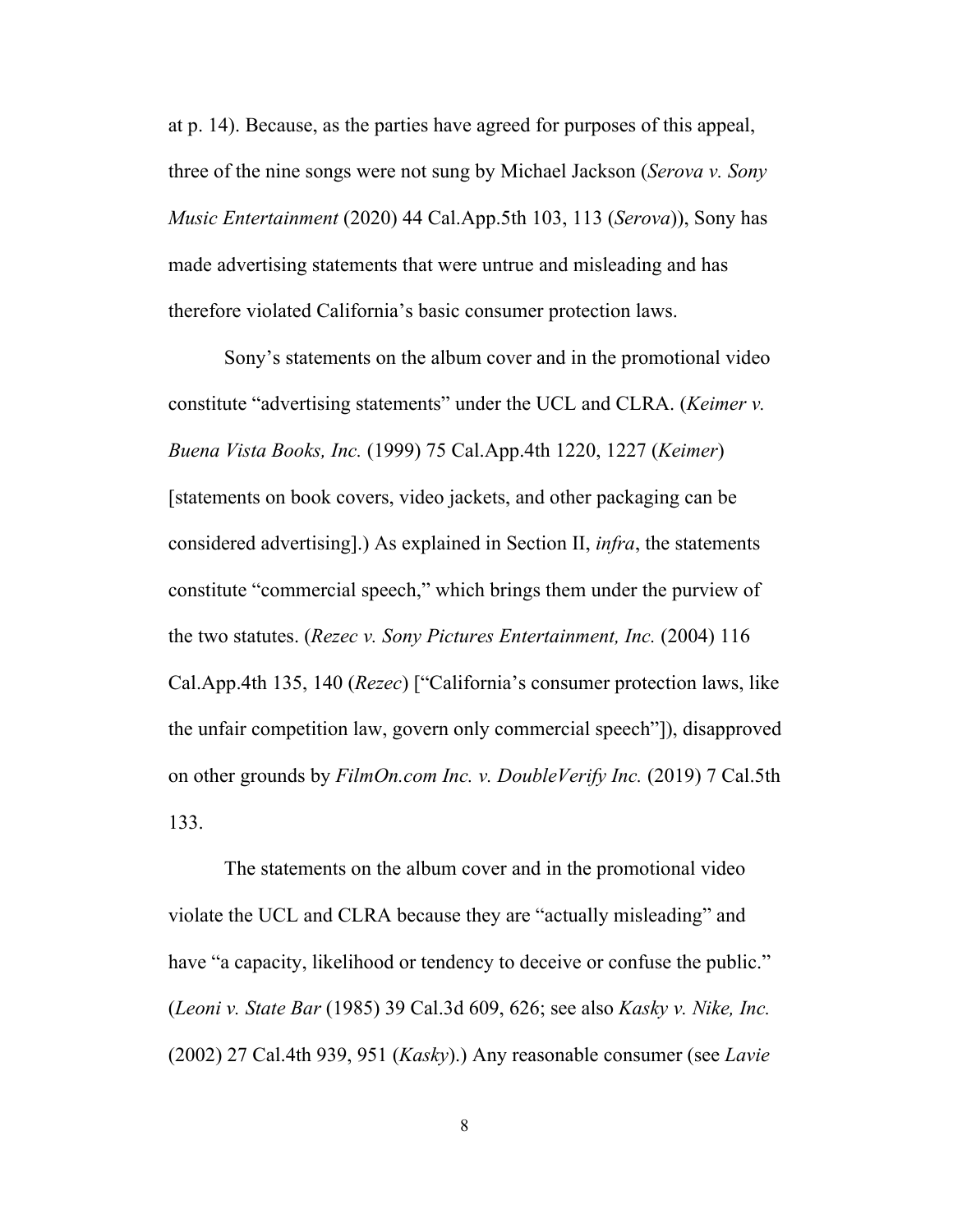at p. 14). Because, as the parties have agreed for purposes of this appeal, three of the nine songs were not sung by Michael Jackson (*Serova v. Sony Music Entertainment* (2020) 44 Cal.App.5th 103, 113 (*Serova*)), Sony has made advertising statements that were untrue and misleading and has therefore violated California's basic consumer protection laws.

Sony's statements on the album cover and in the promotional video constitute "advertising statements" under the UCL and CLRA. (*Keimer v. Buena Vista Books, Inc.* (1999) 75 Cal.App.4th 1220, 1227 (*Keimer*) [statements on book covers, video jackets, and other packaging can be considered advertising].) As explained in Section II, *infra*, the statements constitute "commercial speech," which brings them under the purview of the two statutes. (*Rezec v. Sony Pictures Entertainment, Inc.* (2004) 116 Cal.App.4th 135, 140 (*Rezec*) ["California's consumer protection laws, like the unfair competition law, govern only commercial speech"]), disapproved on other grounds by *FilmOn.com Inc. v. DoubleVerify Inc.* (2019) 7 Cal.5th 133.

The statements on the album cover and in the promotional video violate the UCL and CLRA because they are "actually misleading" and have "a capacity, likelihood or tendency to deceive or confuse the public." (*Leoni v. State Bar* (1985) 39 Cal.3d 609, 626; see also *Kasky v. Nike, Inc.* (2002) 27 Cal.4th 939, 951 (*Kasky*).) Any reasonable consumer (see *Lavie*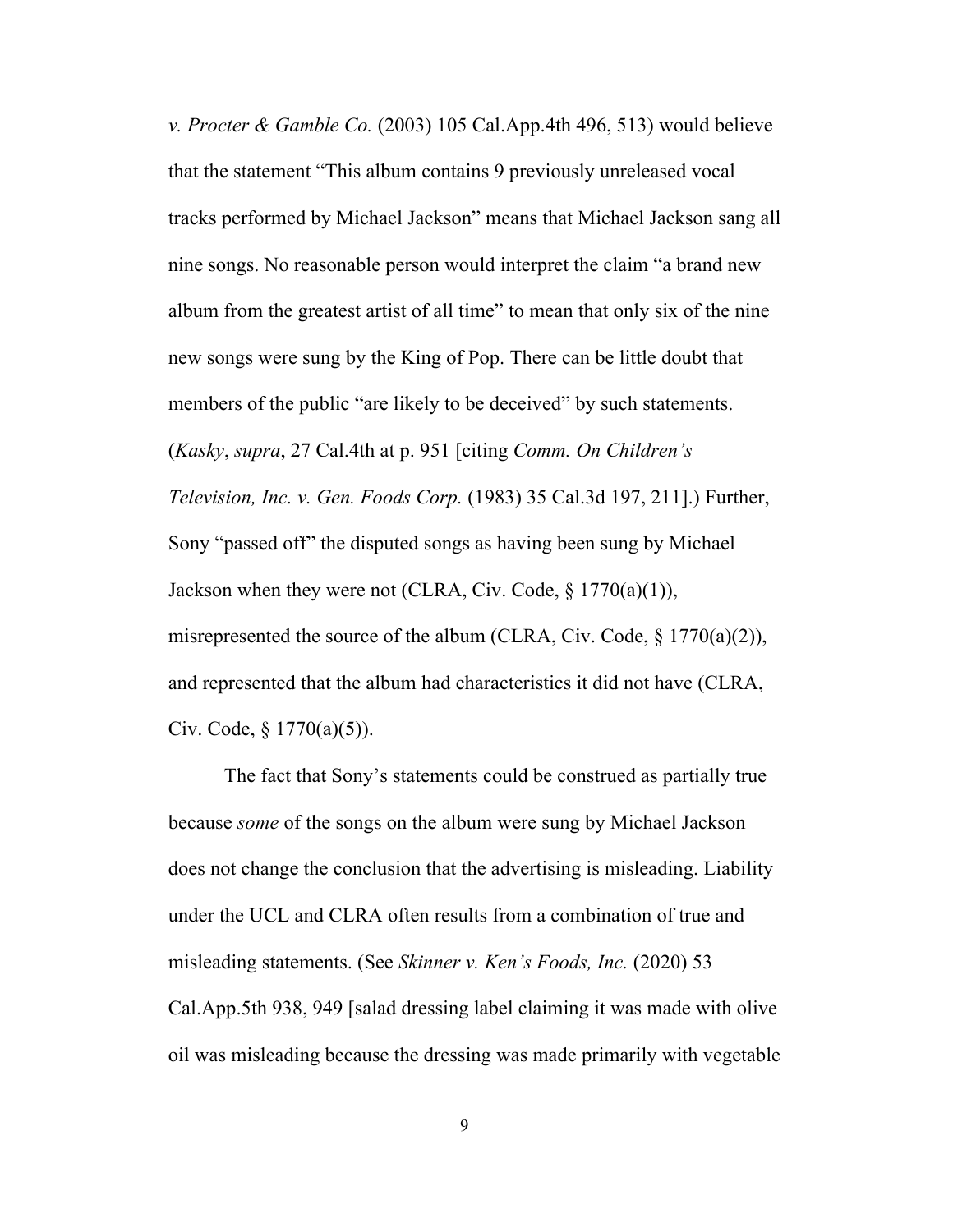*v. Procter & Gamble Co.* (2003) 105 Cal.App.4th 496, 513) would believe that the statement "This album contains 9 previously unreleased vocal tracks performed by Michael Jackson" means that Michael Jackson sang all nine songs. No reasonable person would interpret the claim "a brand new album from the greatest artist of all time" to mean that only six of the nine new songs were sung by the King of Pop. There can be little doubt that members of the public "are likely to be deceived" by such statements. (*Kasky*, *supra*, 27 Cal.4th at p. 951 [citing *Comm. On Children's Television, Inc. v. Gen. Foods Corp.* (1983) 35 Cal.3d 197, 211].) Further, Sony "passed off" the disputed songs as having been sung by Michael Jackson when they were not (CLRA, Civ. Code, § 1770(a)(1)), misrepresented the source of the album (CLRA, Civ. Code, § 1770(a)(2)), and represented that the album had characteristics it did not have (CLRA, Civ. Code, § 1770(a)(5)).

The fact that Sony's statements could be construed as partially true because *some* of the songs on the album were sung by Michael Jackson does not change the conclusion that the advertising is misleading. Liability under the UCL and CLRA often results from a combination of true and misleading statements. (See *Skinner v. Ken's Foods, Inc.* (2020) 53 Cal.App.5th 938, 949 [salad dressing label claiming it was made with olive oil was misleading because the dressing was made primarily with vegetable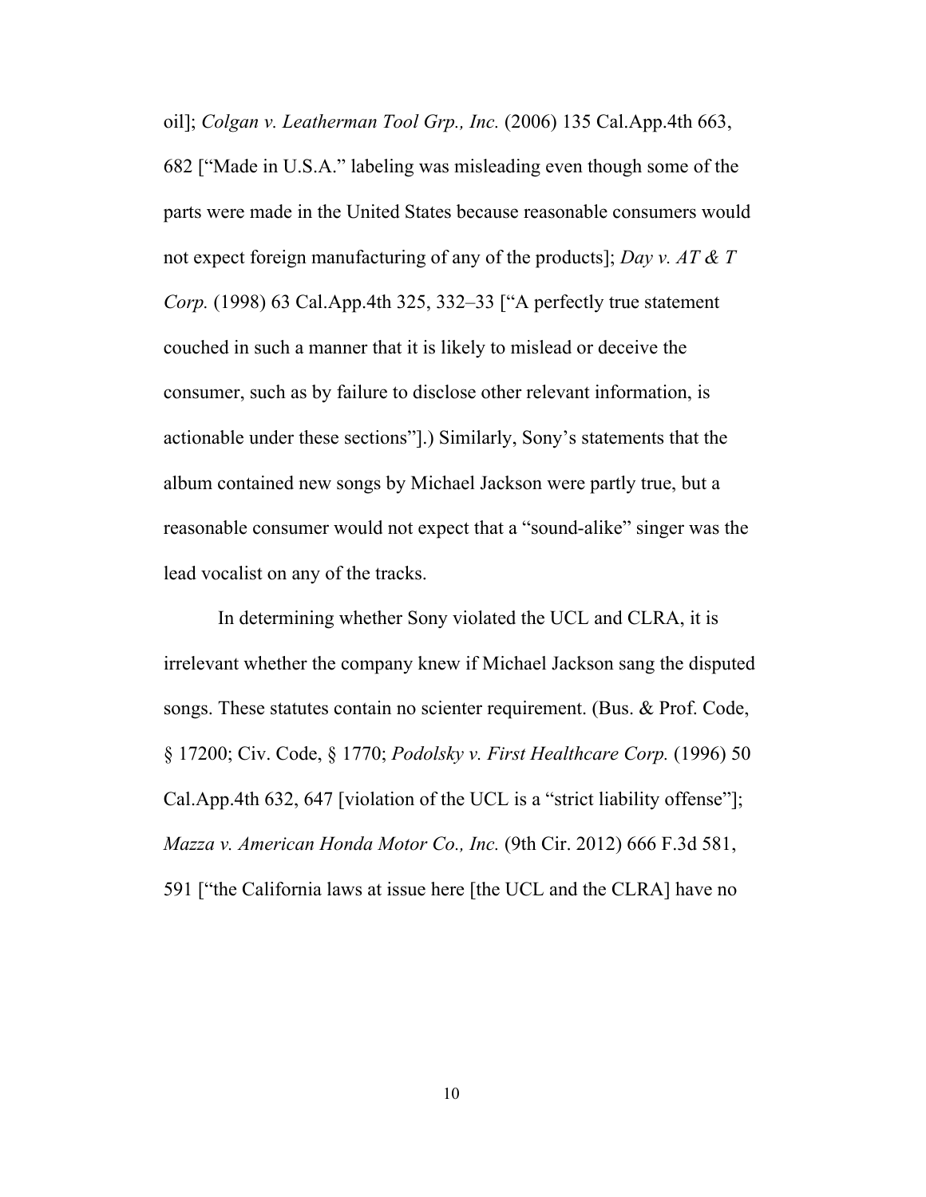oil]; *Colgan v. Leatherman Tool Grp., Inc.* (2006) 135 Cal.App.4th 663, 682 ["Made in U.S.A." labeling was misleading even though some of the parts were made in the United States because reasonable consumers would not expect foreign manufacturing of any of the products]; *Day v. AT & T Corp.* (1998) 63 Cal.App.4th 325, 332–33 ["A perfectly true statement couched in such a manner that it is likely to mislead or deceive the consumer, such as by failure to disclose other relevant information, is actionable under these sections"].) Similarly, Sony's statements that the album contained new songs by Michael Jackson were partly true, but a reasonable consumer would not expect that a "sound-alike" singer was the lead vocalist on any of the tracks.

In determining whether Sony violated the UCL and CLRA, it is irrelevant whether the company knew if Michael Jackson sang the disputed songs. These statutes contain no scienter requirement. (Bus. & Prof. Code, § 17200; Civ. Code, § 1770; *Podolsky v. First Healthcare Corp.* (1996) 50 Cal.App.4th 632, 647 [violation of the UCL is a "strict liability offense"]; *Mazza v. American Honda Motor Co., Inc.* (9th Cir. 2012) 666 F.3d 581, 591 ["the California laws at issue here [the UCL and the CLRA] have no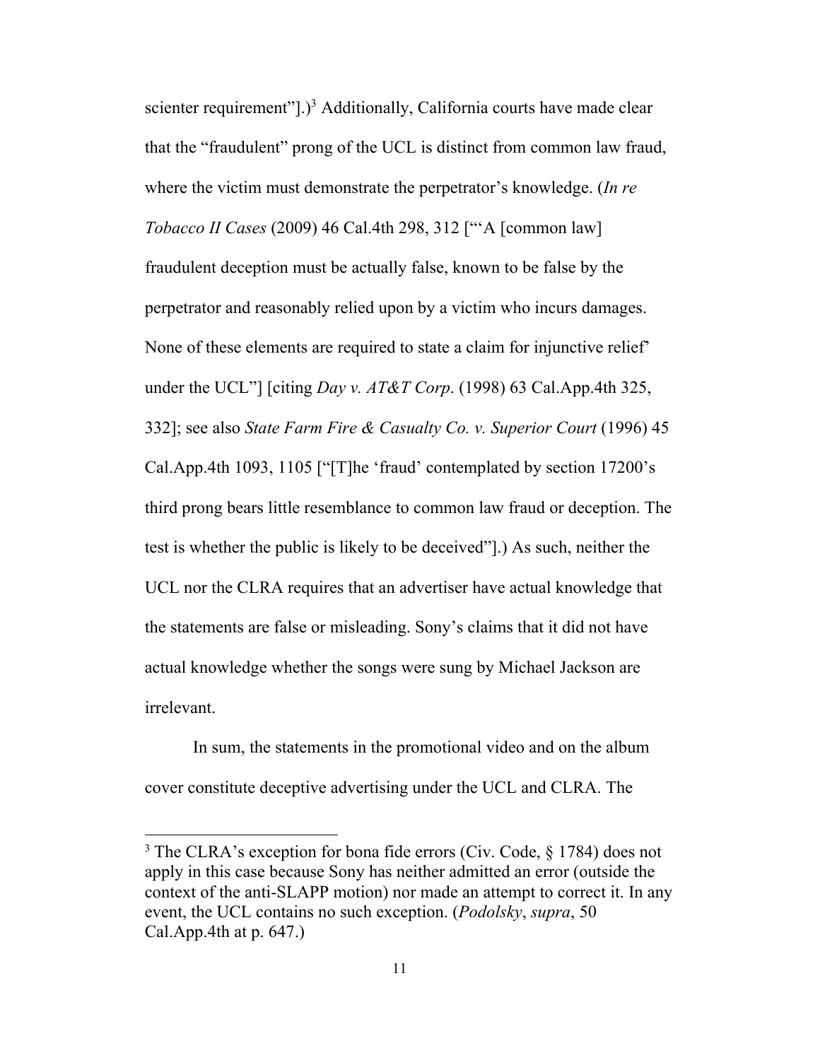scienter requirement"].)[3] Additionally, California courts have made clear that the "fraudulent" prong of the UCL is distinct from common law fraud, where the victim must demonstrate the perpetrator's knowledge. (*In re Tobacco II Cases* (2009) 46 Cal.4th 298, 312 ["'A [common law] fraudulent deception must be actually false, known to be false by the perpetrator and reasonably relied upon by a victim who incurs damages. None of these elements are required to state a claim for injunctive relief' under the UCL"] [citing *Day v. AT&T Corp*. (1998) 63 Cal.App.4th 325, 332]; see also *State Farm Fire & Casualty Co. v. Superior Court* (1996) 45 Cal.App.4th 1093, 1105 ["[T]he 'fraud' contemplated by section 17200's third prong bears little resemblance to common law fraud or deception. The test is whether the public is likely to be deceived"].) As such, neither the UCL nor the CLRA requires that an advertiser have actual knowledge that the statements are false or misleading. Sony's claims that it did not have actual knowledge whether the songs were sung by Michael Jackson are irrelevant.

In sum, the statements in the promotional video and on the album cover constitute deceptive advertising under the UCL and CLRA. The

---

[3] The CLRA's exception for bona fide errors (Civ. Code, § 1784) does not apply in this case because Sony has neither admitted an error (outside the context of the anti-SLAPP motion) nor made an attempt to correct it. In any event, the UCL contains no such exception. (*Podolsky*, *supra*, 50 Cal.App.4th at p. 647.)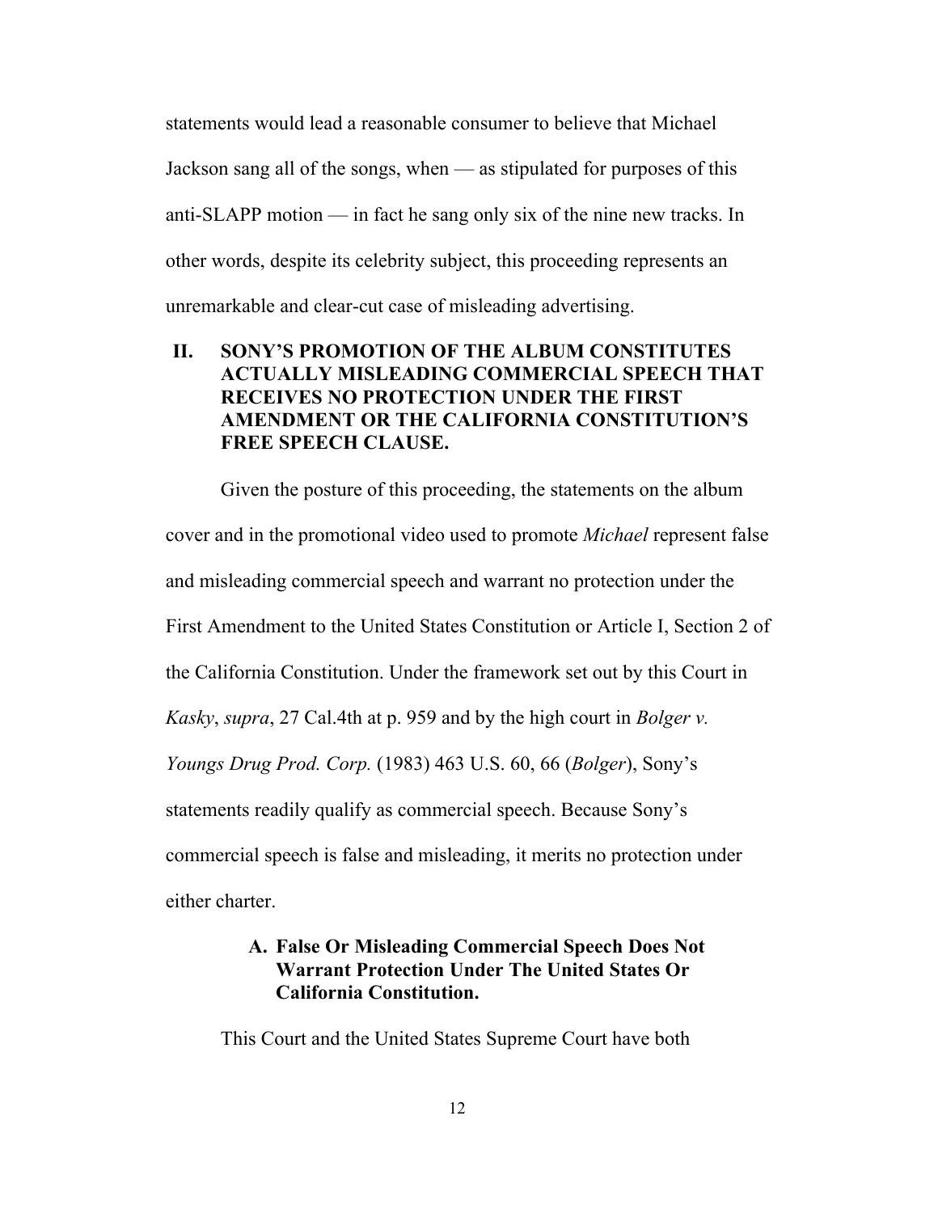statements would lead a reasonable consumer to believe that Michael Jackson sang all of the songs, when — as stipulated for purposes of this anti-SLAPP motion — in fact he sang only six of the nine new tracks. In other words, despite its celebrity subject, this proceeding represents an unremarkable and clear-cut case of misleading advertising.

## II. SONY'S PROMOTION OF THE ALBUM CONSTITUTES ACTUALLY MISLEADING COMMERCIAL SPEECH THAT RECEIVES NO PROTECTION UNDER THE FIRST AMENDMENT OR THE CALIFORNIA CONSTITUTION'S FREE SPEECH CLAUSE.

Given the posture of this proceeding, the statements on the album cover and in the promotional video used to promote *Michael* represent false and misleading commercial speech and warrant no protection under the First Amendment to the United States Constitution or Article I, Section 2 of the California Constitution. Under the framework set out by this Court in *Kasky*, *supra*, 27 Cal.4th at p. 959 and by the high court in *Bolger v. Youngs Drug Prod. Corp.* (1983) 463 U.S. 60, 66 (*Bolger*), Sony's statements readily qualify as commercial speech. Because Sony's commercial speech is false and misleading, it merits no protection under either charter.

### A. False Or Misleading Commercial Speech Does Not Warrant Protection Under The United States Or California Constitution.

This Court and the United States Supreme Court have both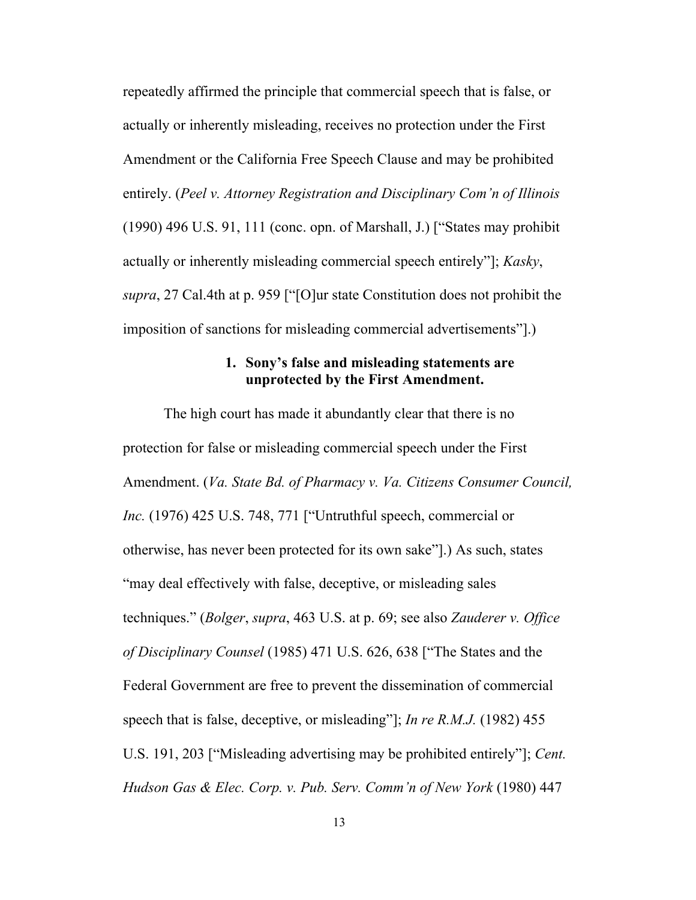repeatedly affirmed the principle that commercial speech that is false, or actually or inherently misleading, receives no protection under the First Amendment or the California Free Speech Clause and may be prohibited entirely. (*Peel v. Attorney Registration and Disciplinary Com'n of Illinois* (1990) 496 U.S. 91, 111 (conc. opn. of Marshall, J.) ["States may prohibit actually or inherently misleading commercial speech entirely"]; *Kasky*, *supra*, 27 Cal.4th at p. 959 ["[O]ur state Constitution does not prohibit the imposition of sanctions for misleading commercial advertisements"].)

### 1. Sony's false and misleading statements are unprotected by the First Amendment.

The high court has made it abundantly clear that there is no protection for false or misleading commercial speech under the First Amendment. (*Va. State Bd. of Pharmacy v. Va. Citizens Consumer Council, Inc.* (1976) 425 U.S. 748, 771 ["Untruthful speech, commercial or otherwise, has never been protected for its own sake"].) As such, states "may deal effectively with false, deceptive, or misleading sales techniques." (*Bolger*, *supra*, 463 U.S. at p. 69; see also *Zauderer v. Office of Disciplinary Counsel* (1985) 471 U.S. 626, 638 ["The States and the Federal Government are free to prevent the dissemination of commercial speech that is false, deceptive, or misleading"]; *In re R.M.J.* (1982) 455 U.S. 191, 203 ["Misleading advertising may be prohibited entirely"]; *Cent. Hudson Gas & Elec. Corp. v. Pub. Serv. Comm'n of New York* (1980) 447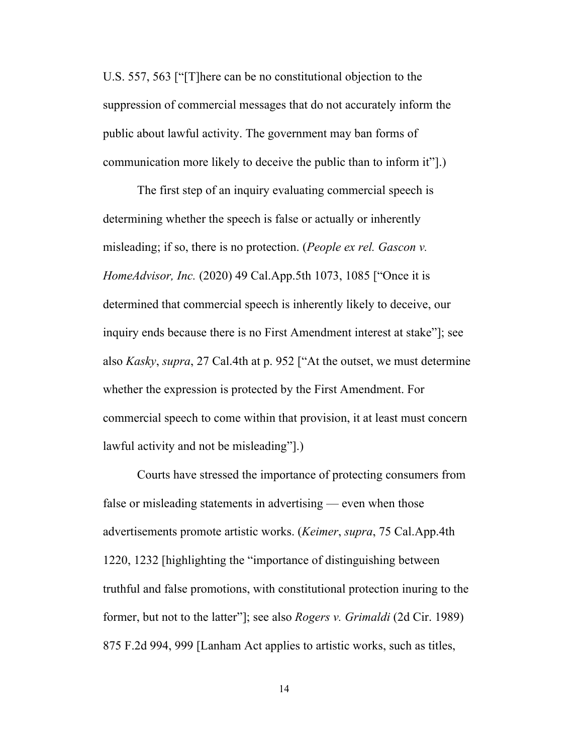U.S. 557, 563 ["[T]here can be no constitutional objection to the suppression of commercial messages that do not accurately inform the public about lawful activity. The government may ban forms of communication more likely to deceive the public than to inform it"].)

The first step of an inquiry evaluating commercial speech is determining whether the speech is false or actually or inherently misleading; if so, there is no protection. (*People ex rel. Gascon v. HomeAdvisor, Inc.* (2020) 49 Cal.App.5th 1073, 1085 ["Once it is determined that commercial speech is inherently likely to deceive, our inquiry ends because there is no First Amendment interest at stake"]; see also *Kasky*, *supra*, 27 Cal.4th at p. 952 ["At the outset, we must determine whether the expression is protected by the First Amendment. For commercial speech to come within that provision, it at least must concern lawful activity and not be misleading"].)

Courts have stressed the importance of protecting consumers from false or misleading statements in advertising — even when those advertisements promote artistic works. (*Keimer*, *supra*, 75 Cal.App.4th 1220, 1232 [highlighting the "importance of distinguishing between truthful and false promotions, with constitutional protection inuring to the former, but not to the latter"]; see also *Rogers v. Grimaldi* (2d Cir. 1989) 875 F.2d 994, 999 [Lanham Act applies to artistic works, such as titles,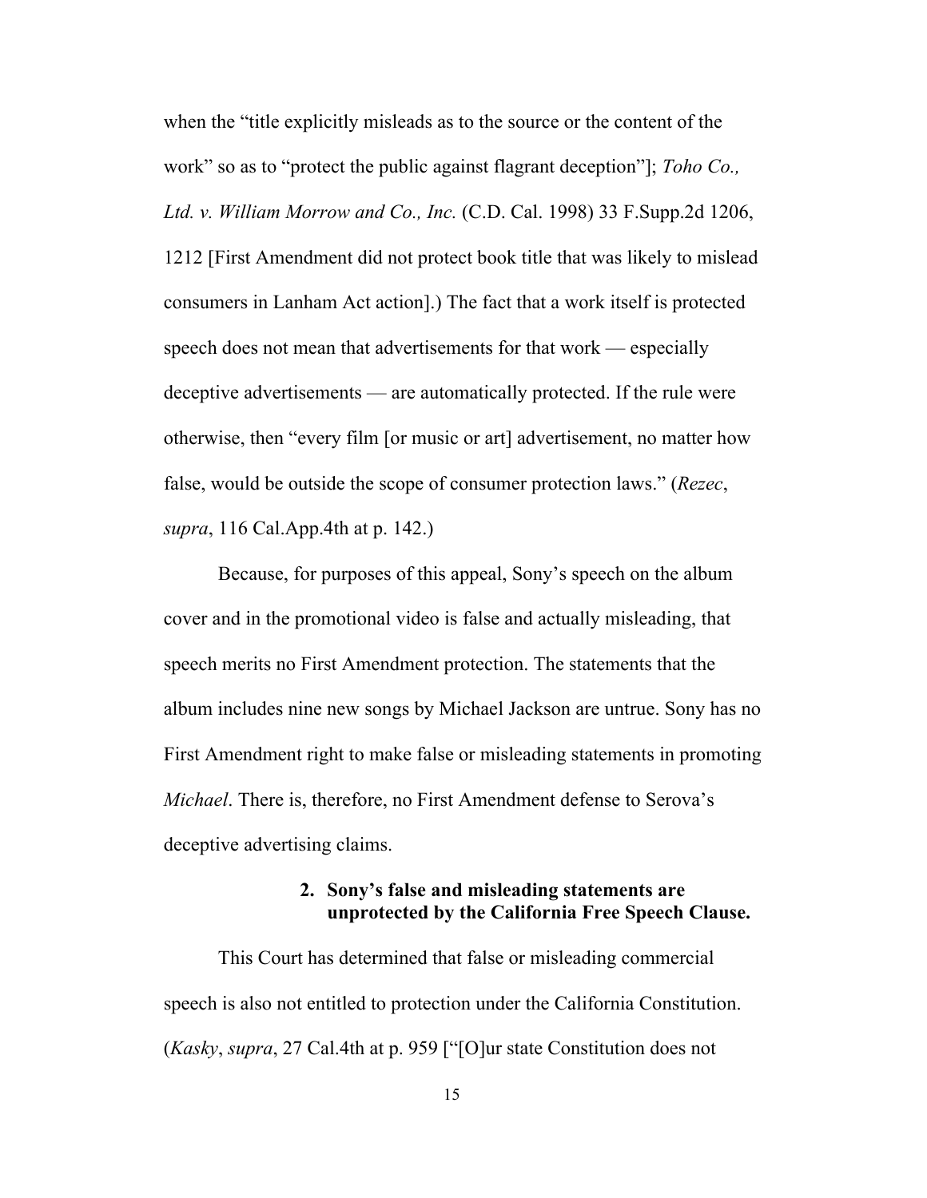when the "title explicitly misleads as to the source or the content of the work" so as to "protect the public against flagrant deception"]; *Toho Co., Ltd. v. William Morrow and Co., Inc.* (C.D. Cal. 1998) 33 F.Supp.2d 1206, 1212 [First Amendment did not protect book title that was likely to mislead consumers in Lanham Act action].) The fact that a work itself is protected speech does not mean that advertisements for that work — especially deceptive advertisements — are automatically protected. If the rule were otherwise, then "every film [or music or art] advertisement, no matter how false, would be outside the scope of consumer protection laws." (*Rezec*, *supra*, 116 Cal.App.4th at p. 142.)

Because, for purposes of this appeal, Sony's speech on the album cover and in the promotional video is false and actually misleading, that speech merits no First Amendment protection. The statements that the album includes nine new songs by Michael Jackson are untrue. Sony has no First Amendment right to make false or misleading statements in promoting *Michael*. There is, therefore, no First Amendment defense to Serova's deceptive advertising claims.

**2. Sony's false and misleading statements are unprotected by the California Free Speech Clause.**

This Court has determined that false or misleading commercial speech is also not entitled to protection under the California Constitution. (*Kasky*, *supra*, 27 Cal.4th at p. 959 ["[O]ur state Constitution does not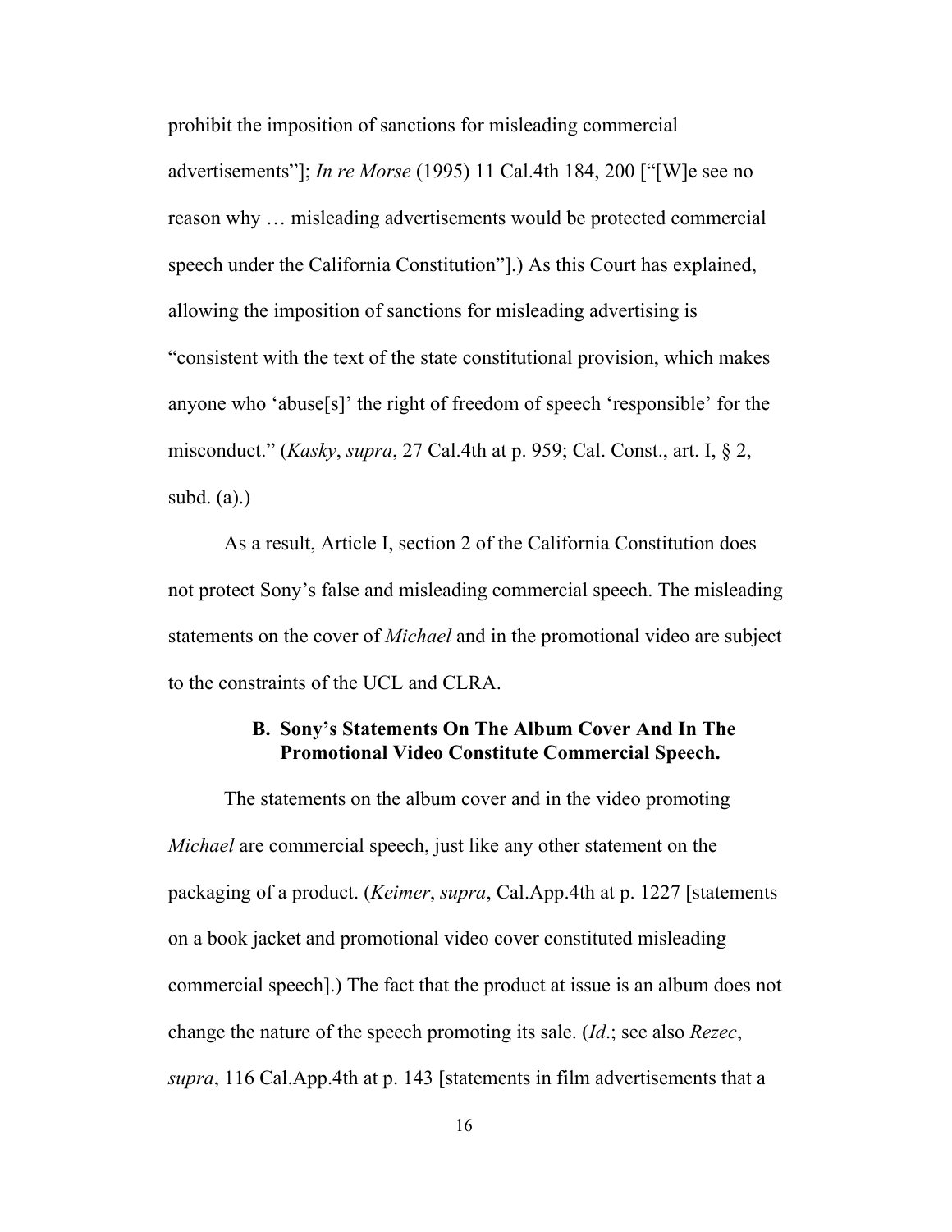prohibit the imposition of sanctions for misleading commercial advertisements"]; *In re Morse* (1995) 11 Cal.4th 184, 200 ["[W]e see no reason why … misleading advertisements would be protected commercial speech under the California Constitution"].) As this Court has explained, allowing the imposition of sanctions for misleading advertising is "consistent with the text of the state constitutional provision, which makes anyone who 'abuse[s]' the right of freedom of speech 'responsible' for the misconduct." (*Kasky*, *supra*, 27 Cal.4th at p. 959; Cal. Const., art. I, § 2, subd. (a).)

As a result, Article I, section 2 of the California Constitution does not protect Sony's false and misleading commercial speech. The misleading statements on the cover of *Michael* and in the promotional video are subject to the constraints of the UCL and CLRA.

### B. Sony's Statements On The Album Cover And In The Promotional Video Constitute Commercial Speech.

The statements on the album cover and in the video promoting *Michael* are commercial speech, just like any other statement on the packaging of a product. (*Keimer*, *supra*, Cal.App.4th at p. 1227 [statements on a book jacket and promotional video cover constituted misleading commercial speech].) The fact that the product at issue is an album does not change the nature of the speech promoting its sale. (*Id*.; see also *Rezec*, *supra*, 116 Cal.App.4th at p. 143 [statements in film advertisements that a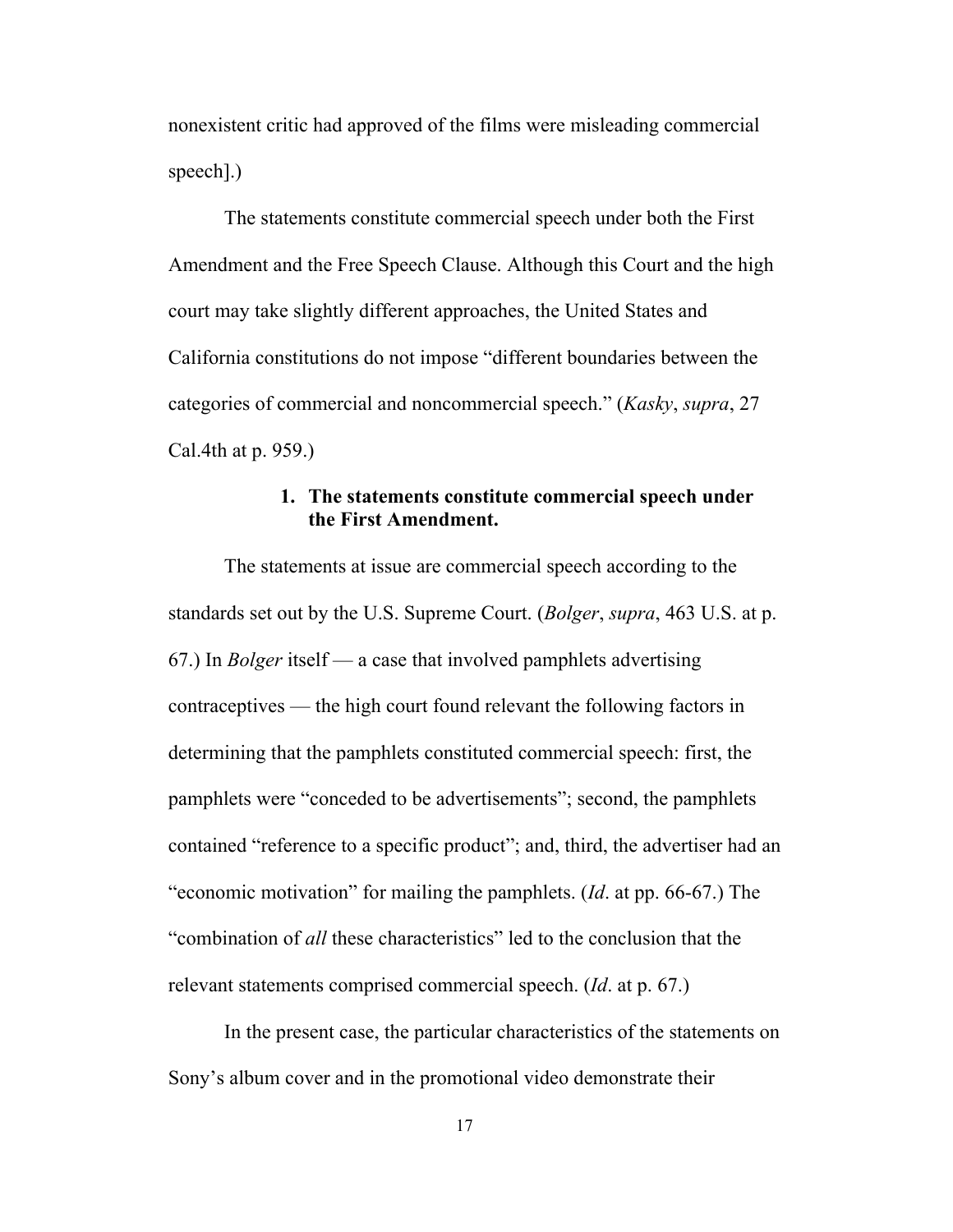nonexistent critic had approved of the films were misleading commercial speech].)

The statements constitute commercial speech under both the First Amendment and the Free Speech Clause. Although this Court and the high court may take slightly different approaches, the United States and California constitutions do not impose "different boundaries between the categories of commercial and noncommercial speech." (*Kasky*, *supra*, 27 Cal.4th at p. 959.)

### 1. The statements constitute commercial speech under the First Amendment.

The statements at issue are commercial speech according to the standards set out by the U.S. Supreme Court. (*Bolger*, *supra*, 463 U.S. at p. 67.) In *Bolger* itself — a case that involved pamphlets advertising contraceptives — the high court found relevant the following factors in determining that the pamphlets constituted commercial speech: first, the pamphlets were "conceded to be advertisements"; second, the pamphlets contained "reference to a specific product"; and, third, the advertiser had an "economic motivation" for mailing the pamphlets. (*Id*. at pp. 66-67.) The "combination of *all* these characteristics" led to the conclusion that the relevant statements comprised commercial speech. (*Id*. at p. 67.)

In the present case, the particular characteristics of the statements on Sony's album cover and in the promotional video demonstrate their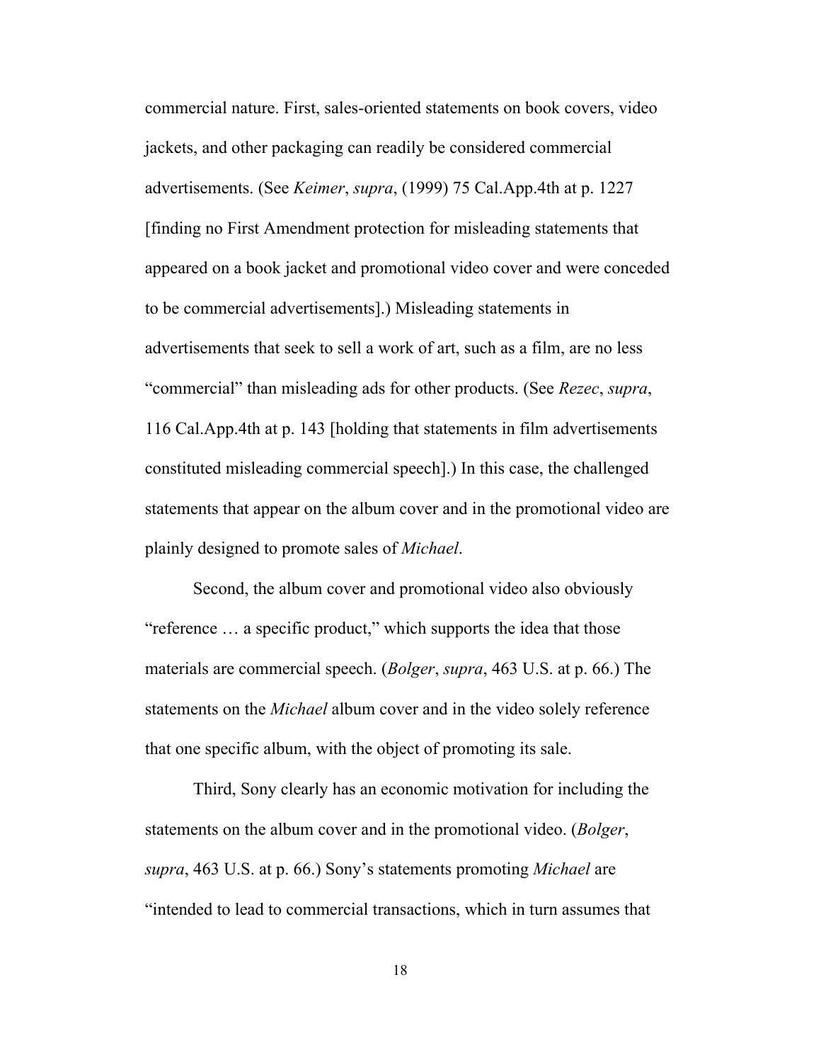commercial nature. First, sales-oriented statements on book covers, video jackets, and other packaging can readily be considered commercial advertisements. (See *Keimer*, *supra*, (1999) 75 Cal.App.4th at p. 1227 [finding no First Amendment protection for misleading statements that appeared on a book jacket and promotional video cover and were conceded to be commercial advertisements].) Misleading statements in advertisements that seek to sell a work of art, such as a film, are no less "commercial" than misleading ads for other products. (See *Rezec*, *supra*, 116 Cal.App.4th at p. 143 [holding that statements in film advertisements constituted misleading commercial speech].) In this case, the challenged statements that appear on the album cover and in the promotional video are plainly designed to promote sales of *Michael*.

Second, the album cover and promotional video also obviously "reference … a specific product," which supports the idea that those materials are commercial speech. (*Bolger*, *supra*, 463 U.S. at p. 66.) The statements on the *Michael* album cover and in the video solely reference that one specific album, with the object of promoting its sale.

Third, Sony clearly has an economic motivation for including the statements on the album cover and in the promotional video. (*Bolger*, *supra*, 463 U.S. at p. 66.) Sony's statements promoting *Michael* are "intended to lead to commercial transactions, which in turn assumes that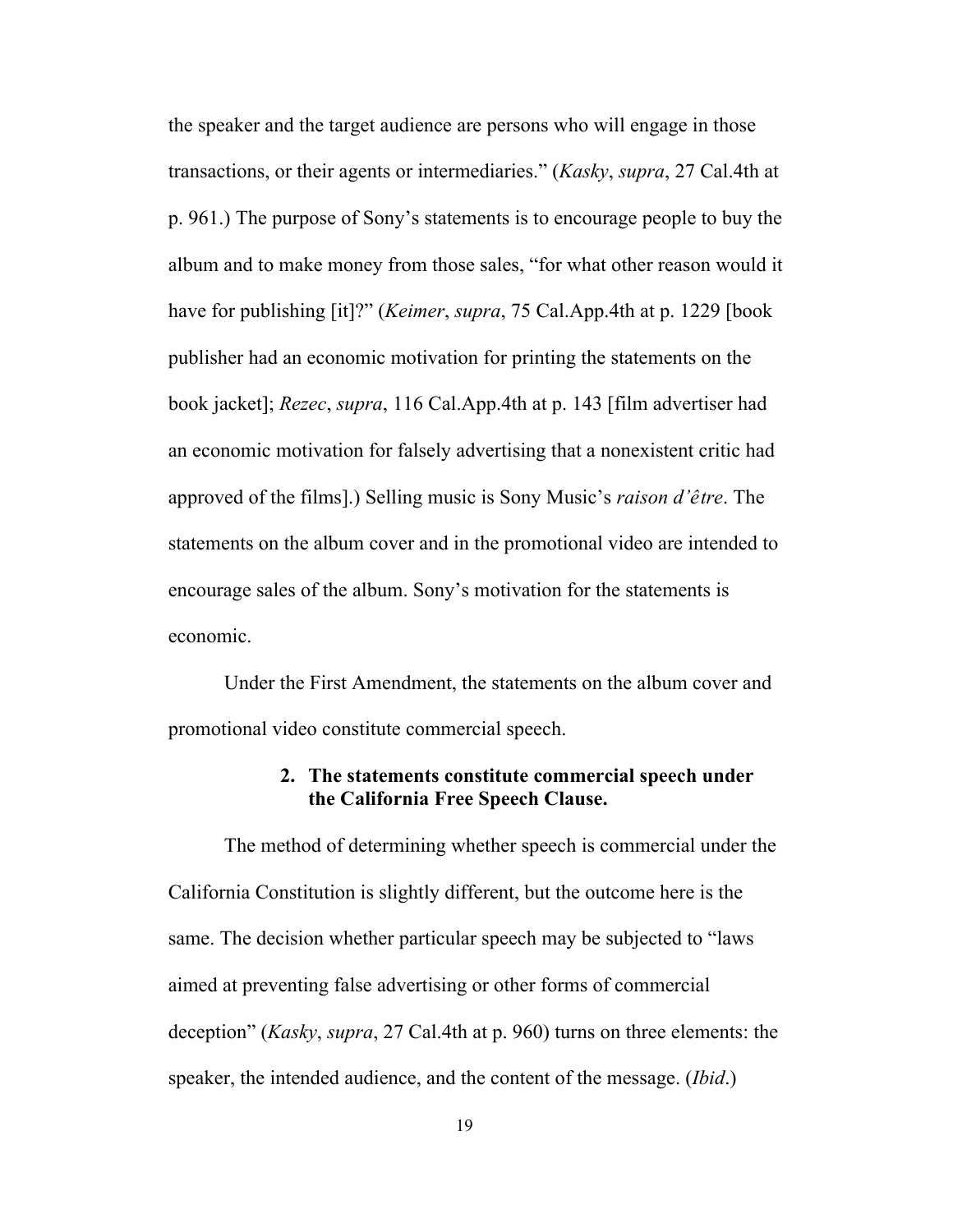the speaker and the target audience are persons who will engage in those transactions, or their agents or intermediaries." (*Kasky*, *supra*, 27 Cal.4th at p. 961.) The purpose of Sony's statements is to encourage people to buy the album and to make money from those sales, "for what other reason would it have for publishing [it]?" (*Keimer*, *supra*, 75 Cal.App.4th at p. 1229 [book publisher had an economic motivation for printing the statements on the book jacket]; *Rezec*, *supra*, 116 Cal.App.4th at p. 143 [film advertiser had an economic motivation for falsely advertising that a nonexistent critic had approved of the films].) Selling music is Sony Music's *raison d'être*. The statements on the album cover and in the promotional video are intended to encourage sales of the album. Sony's motivation for the statements is economic.

Under the First Amendment, the statements on the album cover and promotional video constitute commercial speech.

### 2. The statements constitute commercial speech under the California Free Speech Clause.

The method of determining whether speech is commercial under the California Constitution is slightly different, but the outcome here is the same. The decision whether particular speech may be subjected to "laws aimed at preventing false advertising or other forms of commercial deception" (*Kasky*, *supra*, 27 Cal.4th at p. 960) turns on three elements: the speaker, the intended audience, and the content of the message. (*Ibid*.)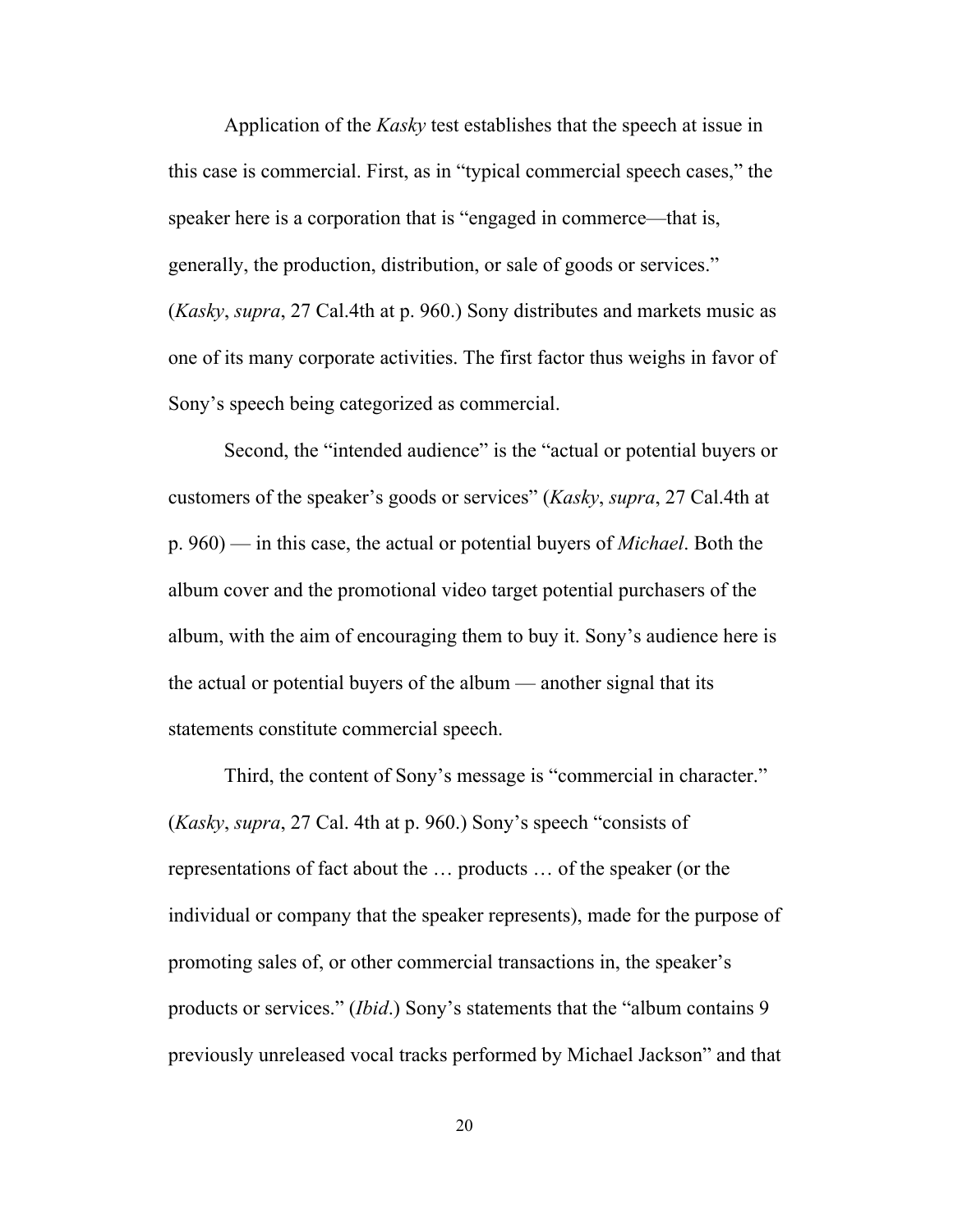Application of the *Kasky* test establishes that the speech at issue in this case is commercial. First, as in "typical commercial speech cases," the speaker here is a corporation that is "engaged in commerce—that is, generally, the production, distribution, or sale of goods or services." (*Kasky*, *supra*, 27 Cal.4th at p. 960.) Sony distributes and markets music as one of its many corporate activities. The first factor thus weighs in favor of Sony's speech being categorized as commercial.

Second, the "intended audience" is the "actual or potential buyers or customers of the speaker's goods or services" (*Kasky*, *supra*, 27 Cal.4th at p. 960) — in this case, the actual or potential buyers of *Michael*. Both the album cover and the promotional video target potential purchasers of the album, with the aim of encouraging them to buy it. Sony's audience here is the actual or potential buyers of the album — another signal that its statements constitute commercial speech.

Third, the content of Sony's message is "commercial in character." (*Kasky*, *supra*, 27 Cal. 4th at p. 960.) Sony's speech "consists of representations of fact about the … products … of the speaker (or the individual or company that the speaker represents), made for the purpose of promoting sales of, or other commercial transactions in, the speaker's products or services." (*Ibid*.) Sony's statements that the "album contains 9 previously unreleased vocal tracks performed by Michael Jackson" and that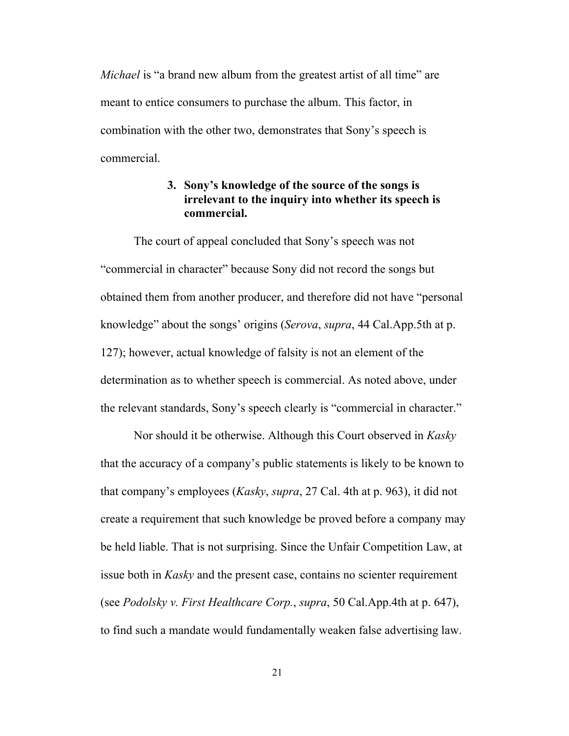*Michael* is "a brand new album from the greatest artist of all time" are meant to entice consumers to purchase the album. This factor, in combination with the other two, demonstrates that Sony's speech is commercial.

#### 3. Sony's knowledge of the source of the songs is irrelevant to the inquiry into whether its speech is commercial.

The court of appeal concluded that Sony's speech was not "commercial in character" because Sony did not record the songs but obtained them from another producer, and therefore did not have "personal knowledge" about the songs' origins (*Serova*, *supra*, 44 Cal.App.5th at p. 127); however, actual knowledge of falsity is not an element of the determination as to whether speech is commercial. As noted above, under the relevant standards, Sony's speech clearly is "commercial in character."

Nor should it be otherwise. Although this Court observed in *Kasky* that the accuracy of a company's public statements is likely to be known to that company's employees (*Kasky*, *supra*, 27 Cal. 4th at p. 963), it did not create a requirement that such knowledge be proved before a company may be held liable. That is not surprising. Since the Unfair Competition Law, at issue both in *Kasky* and the present case, contains no scienter requirement (see *Podolsky v. First Healthcare Corp.*, *supra*, 50 Cal.App.4th at p. 647), to find such a mandate would fundamentally weaken false advertising law.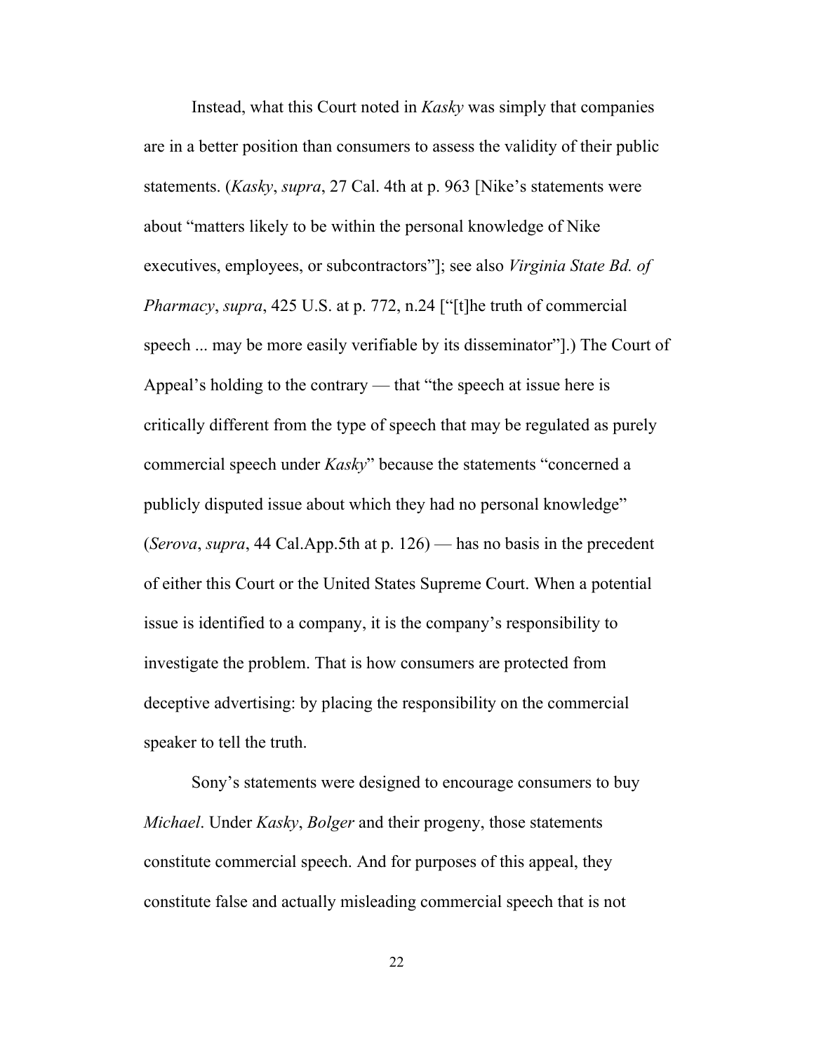Instead, what this Court noted in *Kasky* was simply that companies are in a better position than consumers to assess the validity of their public statements. (*Kasky*, *supra*, 27 Cal. 4th at p. 963 [Nike's statements were about "matters likely to be within the personal knowledge of Nike executives, employees, or subcontractors"]; see also *Virginia State Bd. of Pharmacy*, *supra*, 425 U.S. at p. 772, n.24 ["[t]he truth of commercial speech ... may be more easily verifiable by its disseminator"].) The Court of Appeal's holding to the contrary — that "the speech at issue here is critically different from the type of speech that may be regulated as purely commercial speech under *Kasky*" because the statements "concerned a publicly disputed issue about which they had no personal knowledge" (*Serova*, *supra*, 44 Cal.App.5th at p. 126) — has no basis in the precedent of either this Court or the United States Supreme Court. When a potential issue is identified to a company, it is the company's responsibility to investigate the problem. That is how consumers are protected from deceptive advertising: by placing the responsibility on the commercial speaker to tell the truth.

Sony's statements were designed to encourage consumers to buy *Michael*. Under *Kasky*, *Bolger* and their progeny, those statements constitute commercial speech. And for purposes of this appeal, they constitute false and actually misleading commercial speech that is not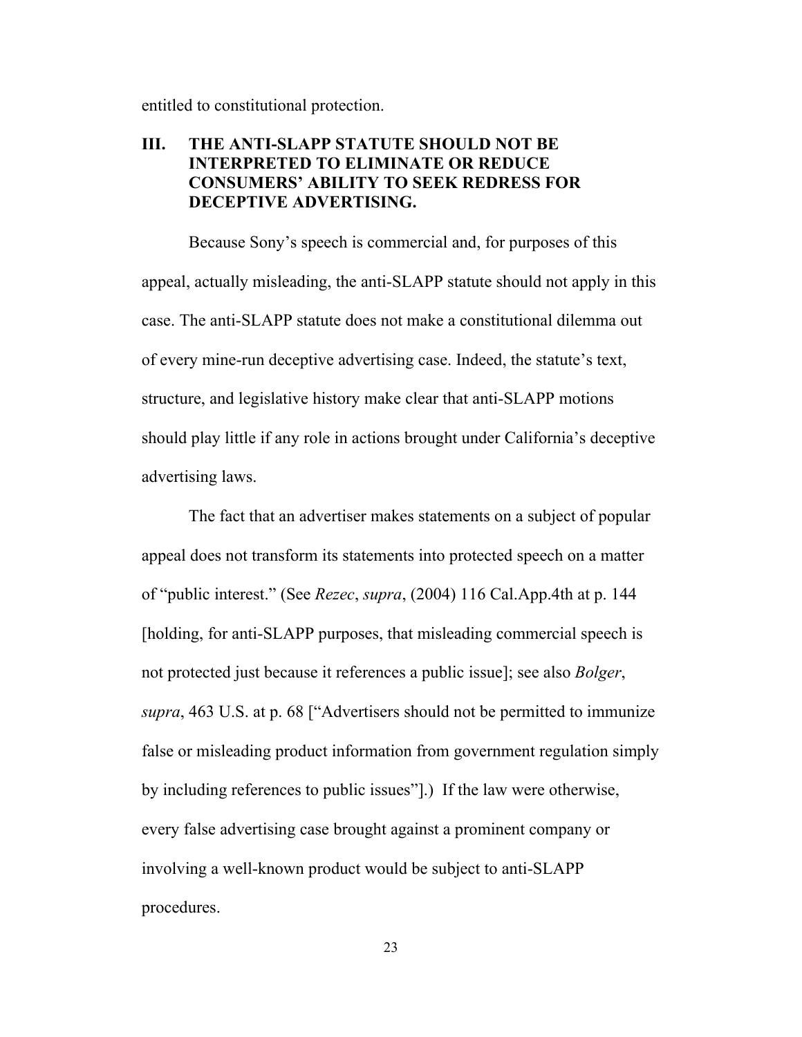entitled to constitutional protection.

## III. THE ANTI-SLAPP STATUTE SHOULD NOT BE INTERPRETED TO ELIMINATE OR REDUCE CONSUMERS' ABILITY TO SEEK REDRESS FOR DECEPTIVE ADVERTISING.

Because Sony's speech is commercial and, for purposes of this appeal, actually misleading, the anti-SLAPP statute should not apply in this case. The anti-SLAPP statute does not make a constitutional dilemma out of every mine-run deceptive advertising case. Indeed, the statute's text, structure, and legislative history make clear that anti-SLAPP motions should play little if any role in actions brought under California's deceptive advertising laws.

The fact that an advertiser makes statements on a subject of popular appeal does not transform its statements into protected speech on a matter of "public interest." (See *Rezec*, *supra*, (2004) 116 Cal.App.4th at p. 144 [holding, for anti-SLAPP purposes, that misleading commercial speech is not protected just because it references a public issue]; see also *Bolger*, *supra*, 463 U.S. at p. 68 ["Advertisers should not be permitted to immunize false or misleading product information from government regulation simply by including references to public issues"].) If the law were otherwise, every false advertising case brought against a prominent company or involving a well-known product would be subject to anti-SLAPP procedures.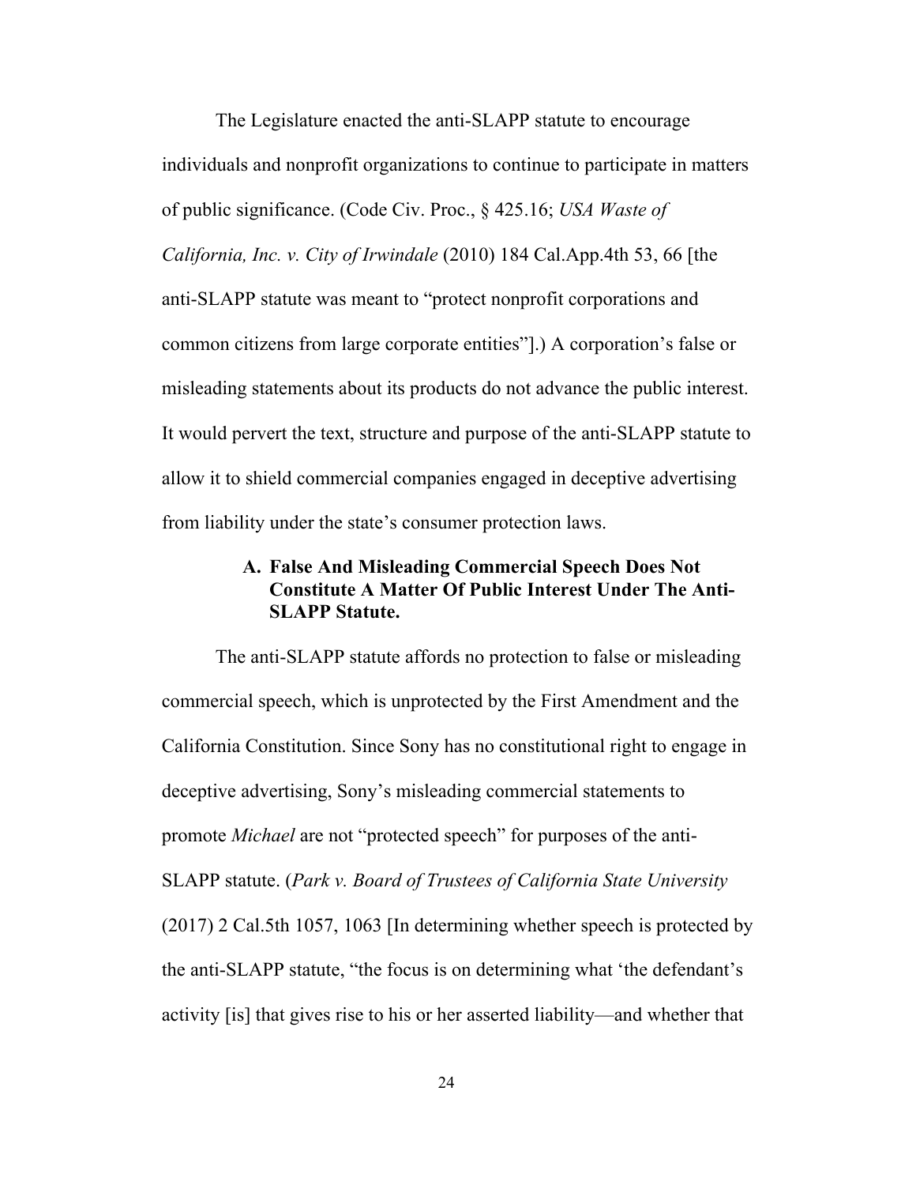The Legislature enacted the anti-SLAPP statute to encourage individuals and nonprofit organizations to continue to participate in matters of public significance. (Code Civ. Proc., § 425.16; *USA Waste of California, Inc. v. City of Irwindale* (2010) 184 Cal.App.4th 53, 66 [the anti-SLAPP statute was meant to "protect nonprofit corporations and common citizens from large corporate entities"].) A corporation's false or misleading statements about its products do not advance the public interest. It would pervert the text, structure and purpose of the anti-SLAPP statute to allow it to shield commercial companies engaged in deceptive advertising from liability under the state's consumer protection laws.

### A. False And Misleading Commercial Speech Does Not Constitute A Matter Of Public Interest Under The Anti-SLAPP Statute.

The anti-SLAPP statute affords no protection to false or misleading commercial speech, which is unprotected by the First Amendment and the California Constitution. Since Sony has no constitutional right to engage in deceptive advertising, Sony's misleading commercial statements to promote *Michael* are not "protected speech" for purposes of the anti-SLAPP statute. (*Park v. Board of Trustees of California State University* (2017) 2 Cal.5th 1057, 1063 [In determining whether speech is protected by the anti-SLAPP statute, "the focus is on determining what 'the defendant's activity [is] that gives rise to his or her asserted liability—and whether that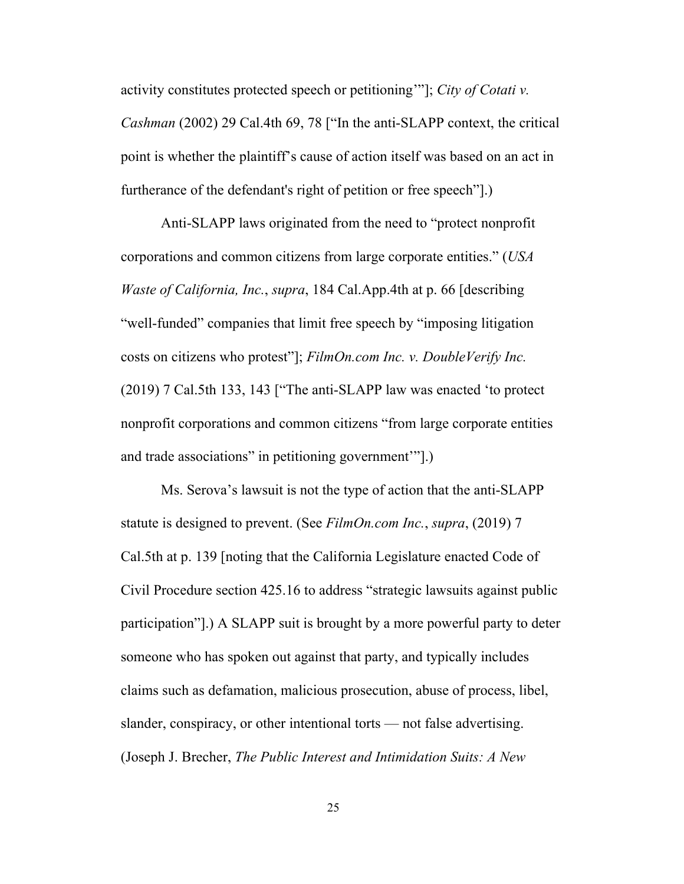activity constitutes protected speech or petitioning'"]; *City of Cotati v. Cashman* (2002) 29 Cal.4th 69, 78 ["In the anti-SLAPP context, the critical point is whether the plaintiff's cause of action itself was based on an act in furtherance of the defendant's right of petition or free speech"].)

Anti-SLAPP laws originated from the need to "protect nonprofit corporations and common citizens from large corporate entities." (*USA Waste of California, Inc.*, *supra*, 184 Cal.App.4th at p. 66 [describing "well-funded" companies that limit free speech by "imposing litigation costs on citizens who protest"]; *FilmOn.com Inc. v. DoubleVerify Inc.* (2019) 7 Cal.5th 133, 143 ["The anti-SLAPP law was enacted 'to protect nonprofit corporations and common citizens "from large corporate entities and trade associations" in petitioning government'"].)

Ms. Serova's lawsuit is not the type of action that the anti-SLAPP statute is designed to prevent. (See *FilmOn.com Inc.*, *supra*, (2019) 7 Cal.5th at p. 139 [noting that the California Legislature enacted Code of Civil Procedure section 425.16 to address "strategic lawsuits against public participation"].) A SLAPP suit is brought by a more powerful party to deter someone who has spoken out against that party, and typically includes claims such as defamation, malicious prosecution, abuse of process, libel, slander, conspiracy, or other intentional torts — not false advertising. (Joseph J. Brecher, *The Public Interest and Intimidation Suits: A New*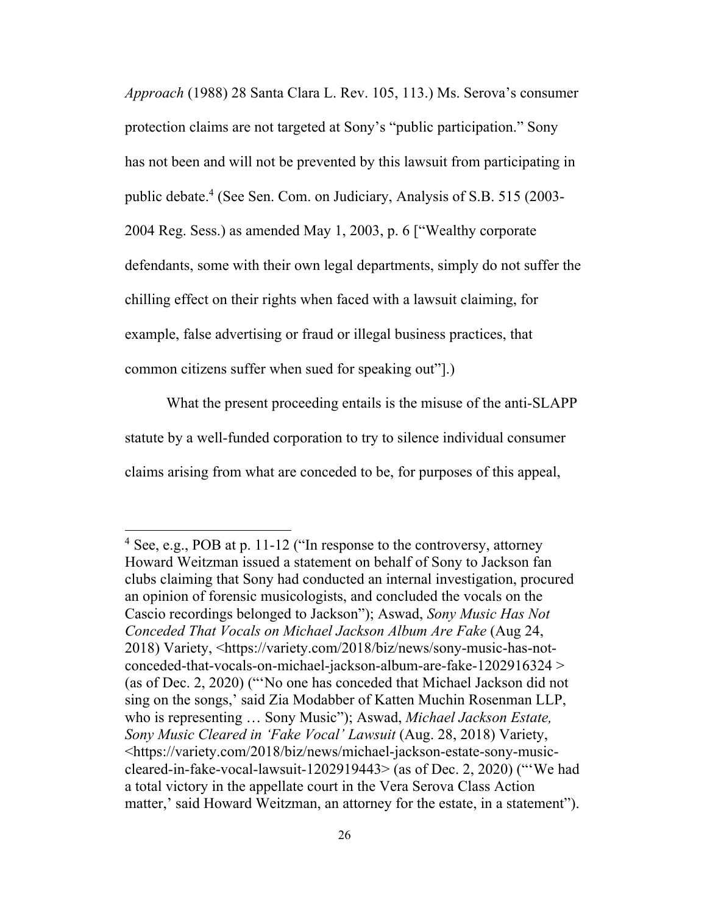*Approach* (1988) 28 Santa Clara L. Rev. 105, 113.) Ms. Serova's consumer protection claims are not targeted at Sony's "public participation." Sony has not been and will not be prevented by this lawsuit from participating in public debate.[4] (See Sen. Com. on Judiciary, Analysis of S.B. 515 (2003-2004 Reg. Sess.) as amended May 1, 2003, p. 6 ["Wealthy corporate defendants, some with their own legal departments, simply do not suffer the chilling effect on their rights when faced with a lawsuit claiming, for example, false advertising or fraud or illegal business practices, that common citizens suffer when sued for speaking out"].)

What the present proceeding entails is the misuse of the anti-SLAPP statute by a well-funded corporation to try to silence individual consumer claims arising from what are conceded to be, for purposes of this appeal,

---

[4] See, e.g., POB at p. 11-12 ("In response to the controversy, attorney Howard Weitzman issued a statement on behalf of Sony to Jackson fan clubs claiming that Sony had conducted an internal investigation, procured an opinion of forensic musicologists, and concluded the vocals on the Cascio recordings belonged to Jackson"); Aswad, *Sony Music Has Not Conceded That Vocals on Michael Jackson Album Are Fake* (Aug 24, 2018) Variety, <https://variety.com/2018/biz/news/sony-music-has-not-conceded-that-vocals-on-michael-jackson-album-are-fake-1202916324 > (as of Dec. 2, 2020) ("'No one has conceded that Michael Jackson did not sing on the songs,' said Zia Modabber of Katten Muchin Rosenman LLP, who is representing … Sony Music"); Aswad, *Michael Jackson Estate, Sony Music Cleared in 'Fake Vocal' Lawsuit* (Aug. 28, 2018) Variety, <https://variety.com/2018/biz/news/michael-jackson-estate-sony-music-cleared-in-fake-vocal-lawsuit-1202919443> (as of Dec. 2, 2020) ("'We had a total victory in the appellate court in the Vera Serova Class Action matter,' said Howard Weitzman, an attorney for the estate, in a statement").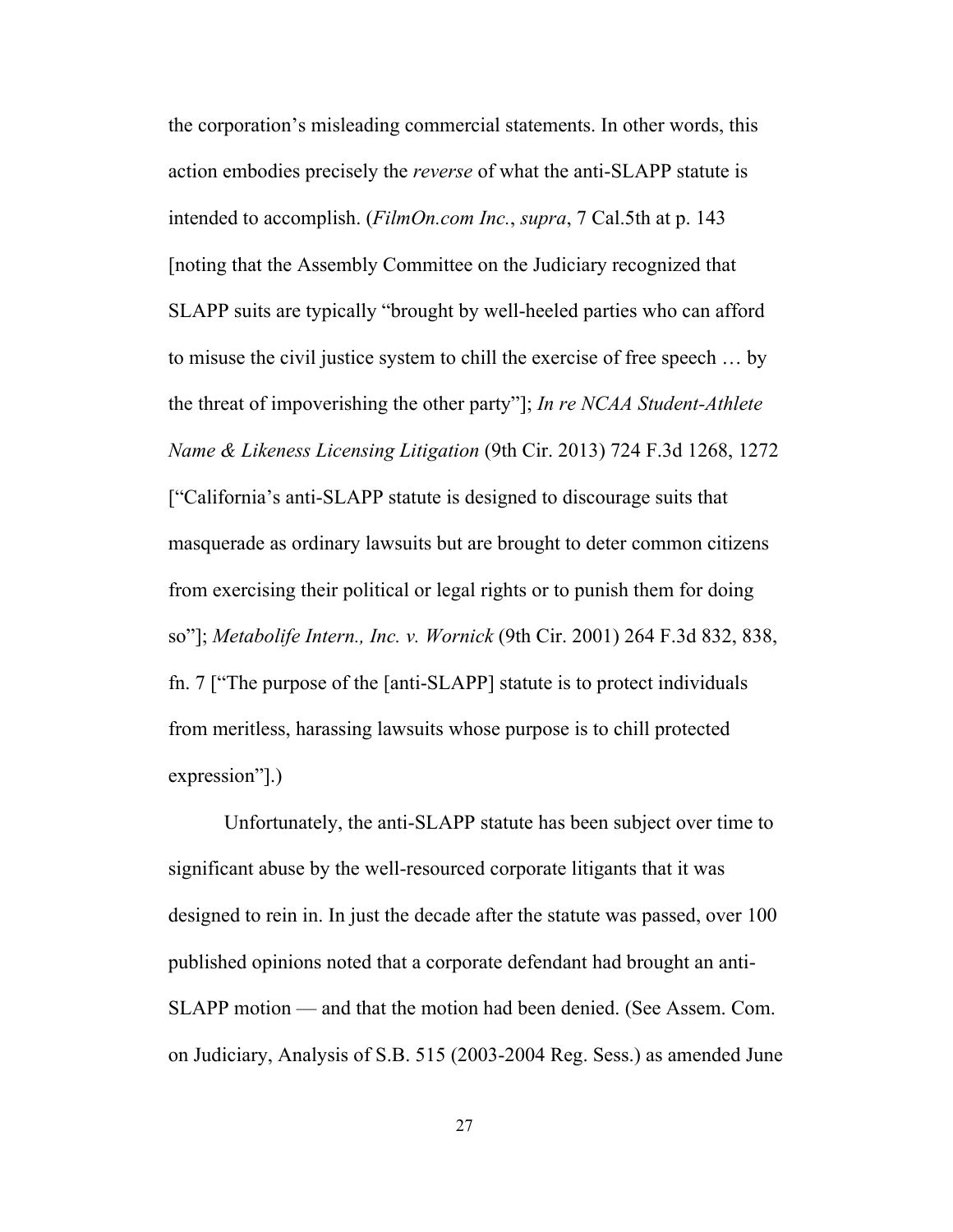the corporation's misleading commercial statements. In other words, this action embodies precisely the *reverse* of what the anti-SLAPP statute is intended to accomplish. (*FilmOn.com Inc.*, *supra*, 7 Cal.5th at p. 143 [noting that the Assembly Committee on the Judiciary recognized that SLAPP suits are typically "brought by well-heeled parties who can afford to misuse the civil justice system to chill the exercise of free speech … by the threat of impoverishing the other party"]; *In re NCAA Student-Athlete Name & Likeness Licensing Litigation* (9th Cir. 2013) 724 F.3d 1268, 1272 ["California's anti-SLAPP statute is designed to discourage suits that masquerade as ordinary lawsuits but are brought to deter common citizens from exercising their political or legal rights or to punish them for doing so"]; *Metabolife Intern., Inc. v. Wornick* (9th Cir. 2001) 264 F.3d 832, 838, fn. 7 ["The purpose of the [anti-SLAPP] statute is to protect individuals from meritless, harassing lawsuits whose purpose is to chill protected expression"].)

Unfortunately, the anti-SLAPP statute has been subject over time to significant abuse by the well-resourced corporate litigants that it was designed to rein in. In just the decade after the statute was passed, over 100 published opinions noted that a corporate defendant had brought an anti-SLAPP motion — and that the motion had been denied. (See Assem. Com. on Judiciary, Analysis of S.B. 515 (2003-2004 Reg. Sess.) as amended June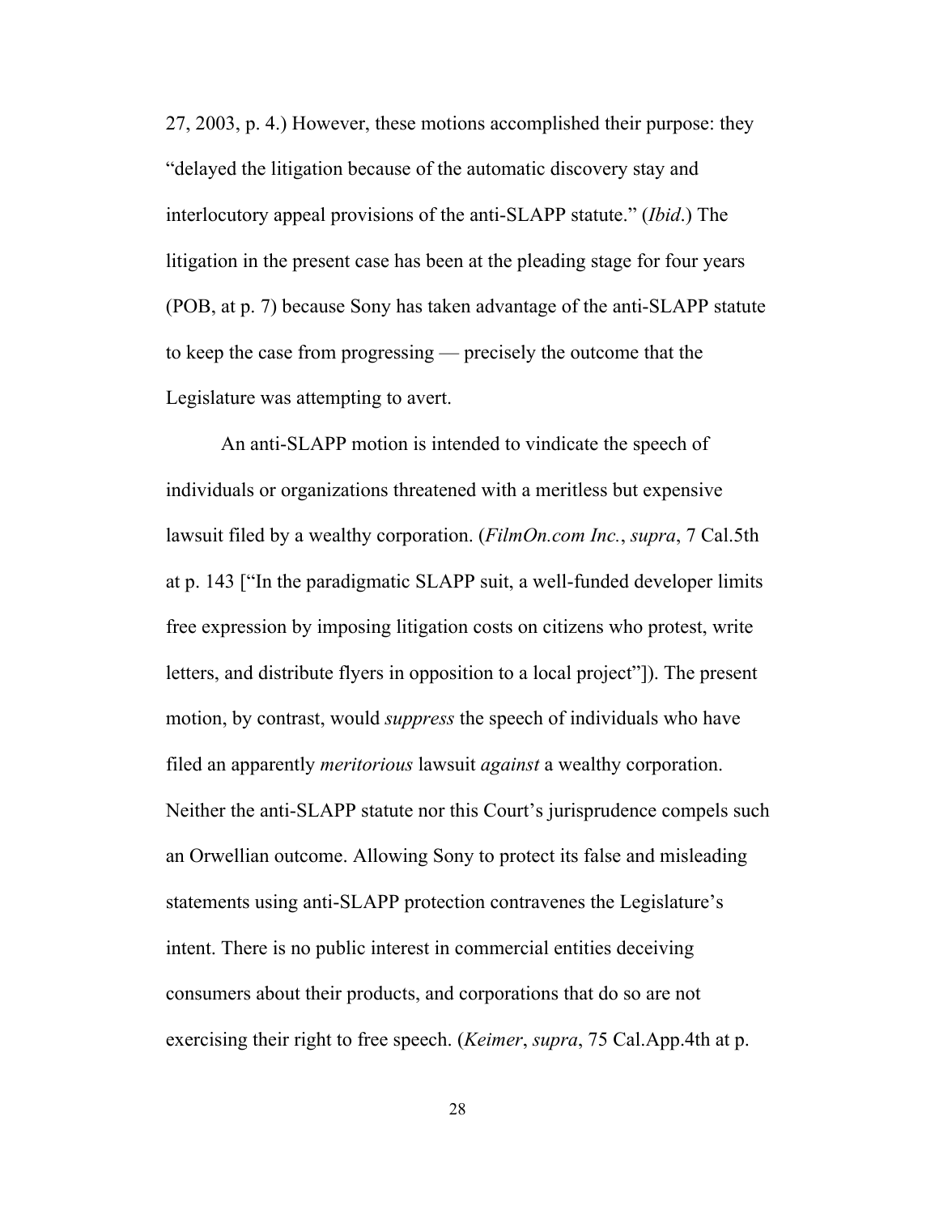27, 2003, p. 4.) However, these motions accomplished their purpose: they "delayed the litigation because of the automatic discovery stay and interlocutory appeal provisions of the anti-SLAPP statute." (*Ibid*.) The litigation in the present case has been at the pleading stage for four years (POB, at p. 7) because Sony has taken advantage of the anti-SLAPP statute to keep the case from progressing — precisely the outcome that the Legislature was attempting to avert.

An anti-SLAPP motion is intended to vindicate the speech of individuals or organizations threatened with a meritless but expensive lawsuit filed by a wealthy corporation. (*FilmOn.com Inc.*, *supra*, 7 Cal.5th at p. 143 ["In the paradigmatic SLAPP suit, a well-funded developer limits free expression by imposing litigation costs on citizens who protest, write letters, and distribute flyers in opposition to a local project"]). The present motion, by contrast, would *suppress* the speech of individuals who have filed an apparently *meritorious* lawsuit *against* a wealthy corporation. Neither the anti-SLAPP statute nor this Court's jurisprudence compels such an Orwellian outcome. Allowing Sony to protect its false and misleading statements using anti-SLAPP protection contravenes the Legislature's intent. There is no public interest in commercial entities deceiving consumers about their products, and corporations that do so are not exercising their right to free speech. (*Keimer*, *supra*, 75 Cal.App.4th at p.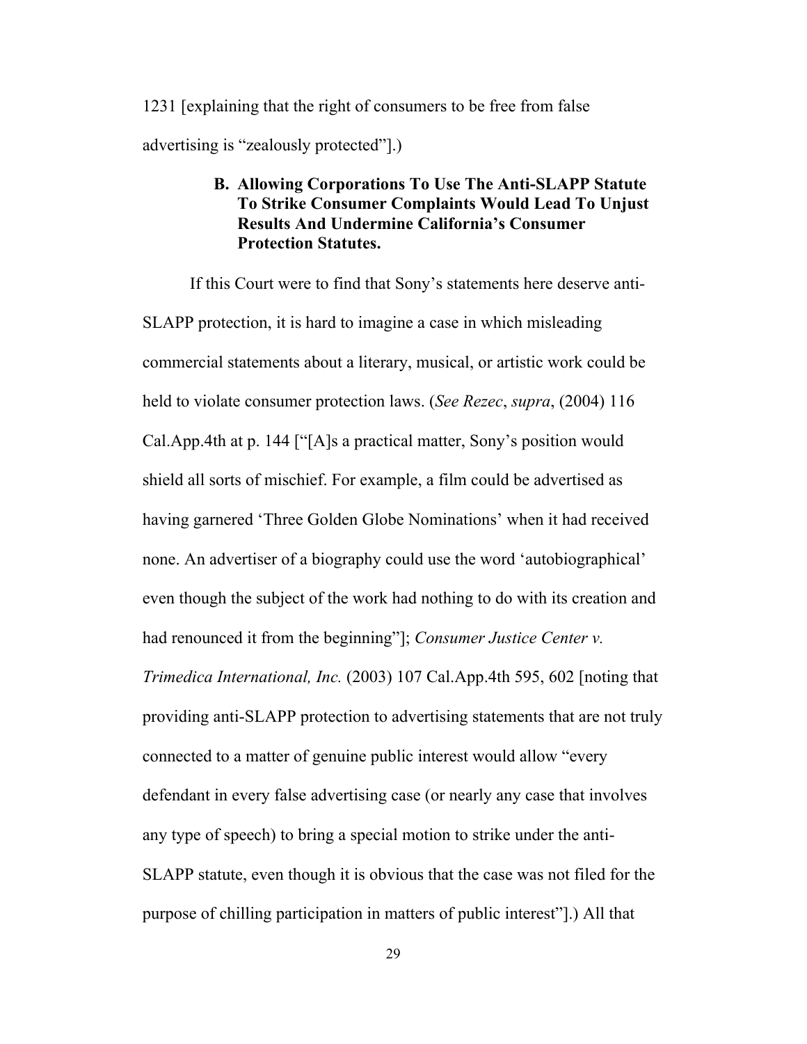1231 [explaining that the right of consumers to be free from false advertising is "zealously protected"].)

### B. Allowing Corporations To Use The Anti-SLAPP Statute To Strike Consumer Complaints Would Lead To Unjust Results And Undermine California's Consumer Protection Statutes.

If this Court were to find that Sony's statements here deserve anti-SLAPP protection, it is hard to imagine a case in which misleading commercial statements about a literary, musical, or artistic work could be held to violate consumer protection laws. (*See Rezec*, *supra*, (2004) 116 Cal.App.4th at p. 144 ["[A]s a practical matter, Sony's position would shield all sorts of mischief. For example, a film could be advertised as having garnered 'Three Golden Globe Nominations' when it had received none. An advertiser of a biography could use the word 'autobiographical' even though the subject of the work had nothing to do with its creation and had renounced it from the beginning"]; *Consumer Justice Center v. Trimedica International, Inc.* (2003) 107 Cal.App.4th 595, 602 [noting that providing anti-SLAPP protection to advertising statements that are not truly connected to a matter of genuine public interest would allow "every defendant in every false advertising case (or nearly any case that involves any type of speech) to bring a special motion to strike under the anti-SLAPP statute, even though it is obvious that the case was not filed for the purpose of chilling participation in matters of public interest"].) All that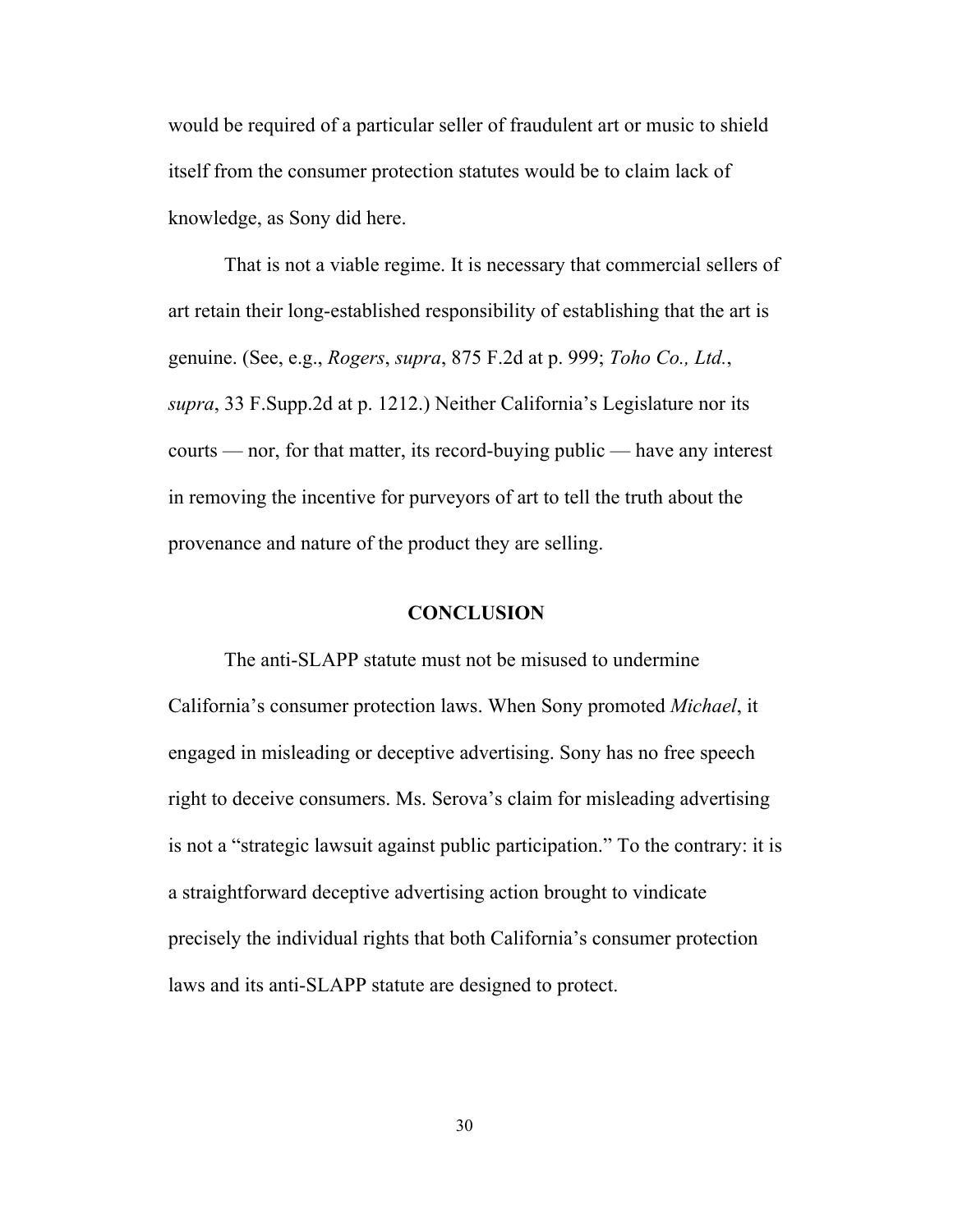would be required of a particular seller of fraudulent art or music to shield itself from the consumer protection statutes would be to claim lack of knowledge, as Sony did here.

That is not a viable regime. It is necessary that commercial sellers of art retain their long-established responsibility of establishing that the art is genuine. (See, e.g., *Rogers*, *supra*, 875 F.2d at p. 999; *Toho Co., Ltd.*, *supra*, 33 F.Supp.2d at p. 1212.) Neither California's Legislature nor its courts — nor, for that matter, its record-buying public — have any interest in removing the incentive for purveyors of art to tell the truth about the provenance and nature of the product they are selling.

## CONCLUSION

The anti-SLAPP statute must not be misused to undermine California's consumer protection laws. When Sony promoted *Michael*, it engaged in misleading or deceptive advertising. Sony has no free speech right to deceive consumers. Ms. Serova's claim for misleading advertising is not a "strategic lawsuit against public participation." To the contrary: it is a straightforward deceptive advertising action brought to vindicate precisely the individual rights that both California's consumer protection laws and its anti-SLAPP statute are designed to protect.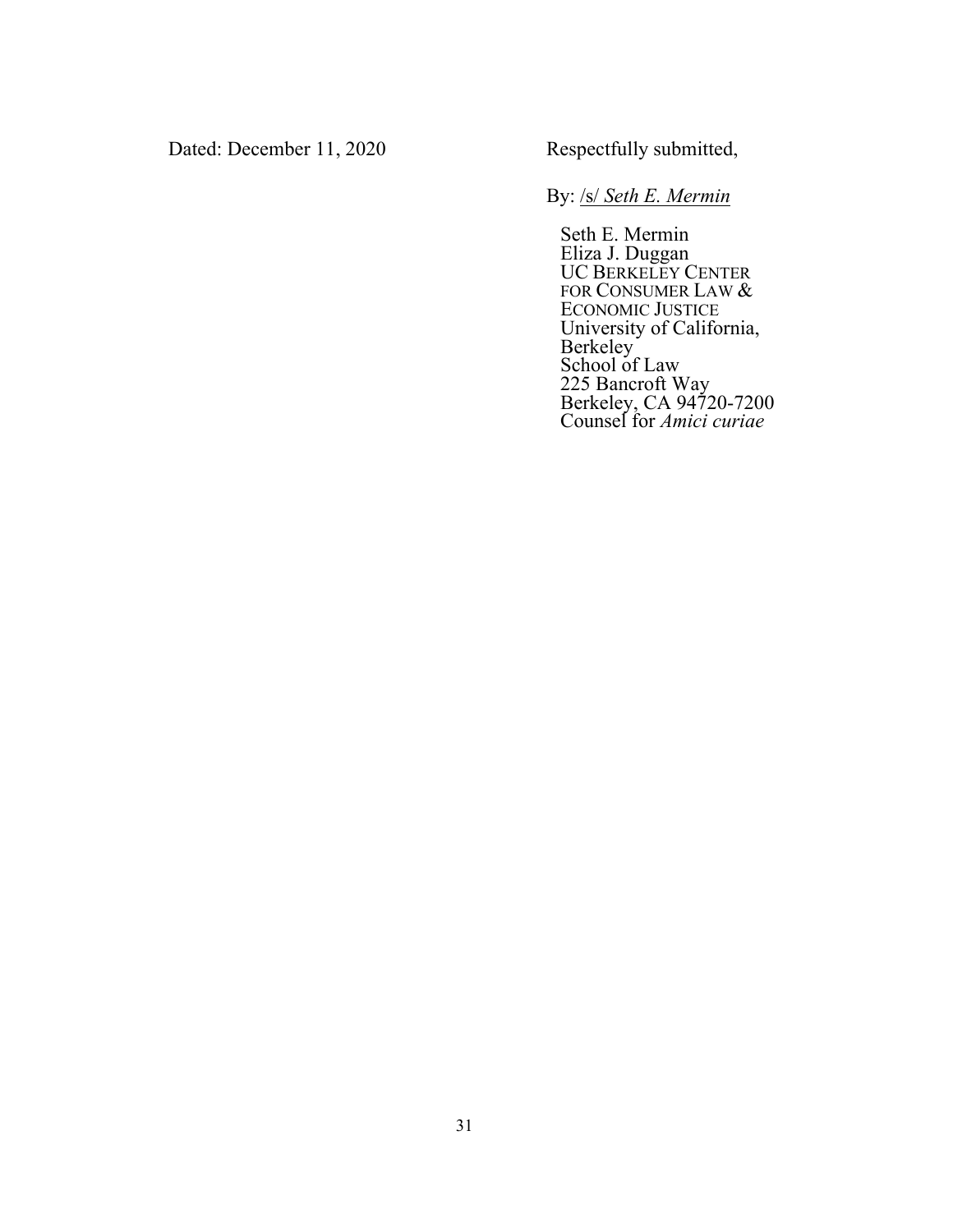Dated: December 11, 2020

Respectfully submitted,

By: /s/ *Seth E. Mermin*

Seth E. Mermin
Eliza J. Duggan
UC BERKELEY CENTER FOR CONSUMER LAW & ECONOMIC JUSTICE
University of California, Berkeley
School of Law
225 Bancroft Way
Berkeley, CA 94720-7200
Counsel for *Amici curiae*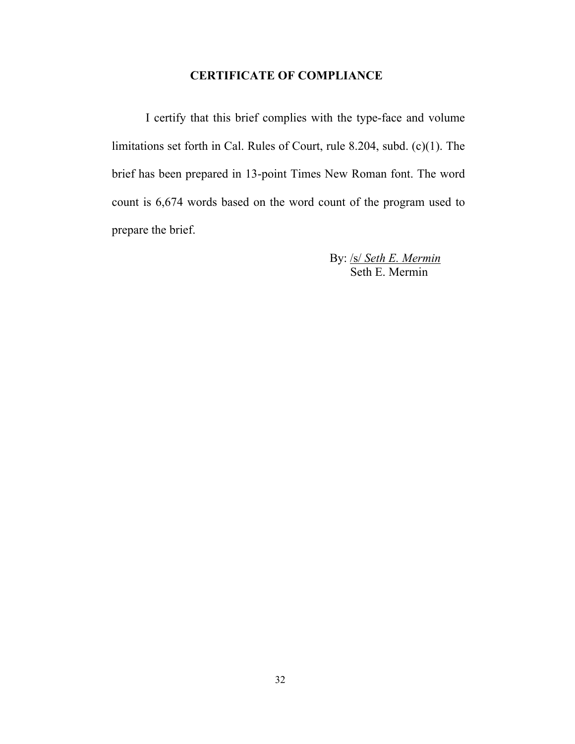## CERTIFICATE OF COMPLIANCE

I certify that this brief complies with the type-face and volume limitations set forth in Cal. Rules of Court, rule 8.204, subd. (c)(1). The brief has been prepared in 13-point Times New Roman font. The word count is 6,674 words based on the word count of the program used to prepare the brief.

By: /s/ *Seth E. Mermin*
Seth E. Mermin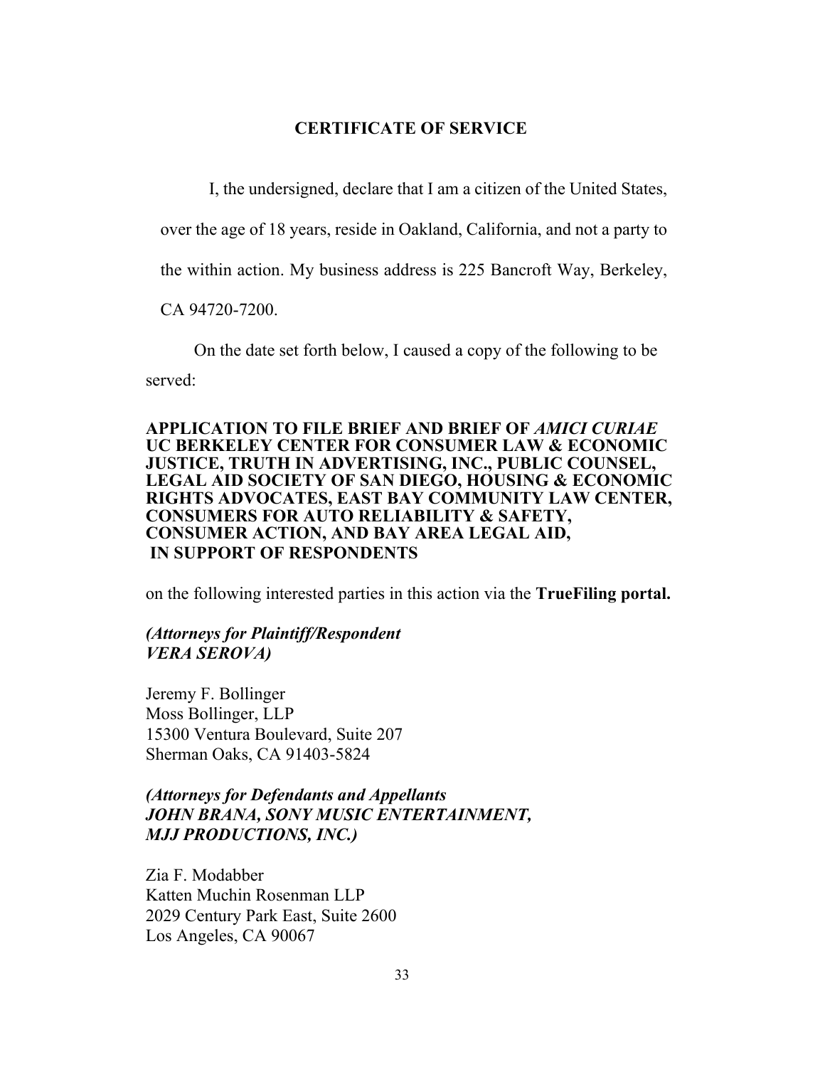## CERTIFICATE OF SERVICE

I, the undersigned, declare that I am a citizen of the United States, over the age of 18 years, reside in Oakland, California, and not a party to the within action. My business address is 225 Bancroft Way, Berkeley, CA 94720-7200.

On the date set forth below, I caused a copy of the following to be served:

**APPLICATION TO FILE BRIEF AND BRIEF OF *AMICI CURIAE* UC BERKELEY CENTER FOR CONSUMER LAW & ECONOMIC JUSTICE, TRUTH IN ADVERTISING, INC., PUBLIC COUNSEL, LEGAL AID SOCIETY OF SAN DIEGO, HOUSING & ECONOMIC RIGHTS ADVOCATES, EAST BAY COMMUNITY LAW CENTER, CONSUMERS FOR AUTO RELIABILITY & SAFETY, CONSUMER ACTION, AND BAY AREA LEGAL AID, IN SUPPORT OF RESPONDENTS**

on the following interested parties in this action via the **TrueFiling portal.**

***(Attorneys for Plaintiff/Respondent VERA SEROVA)***

Jeremy F. Bollinger
Moss Bollinger, LLP
15300 Ventura Boulevard, Suite 207
Sherman Oaks, CA 91403-5824

***(Attorneys for Defendants and Appellants JOHN BRANA, SONY MUSIC ENTERTAINMENT, MJJ PRODUCTIONS, INC.)***

Zia F. Modabber
Katten Muchin Rosenman LLP
2029 Century Park East, Suite 2600
Los Angeles, CA 90067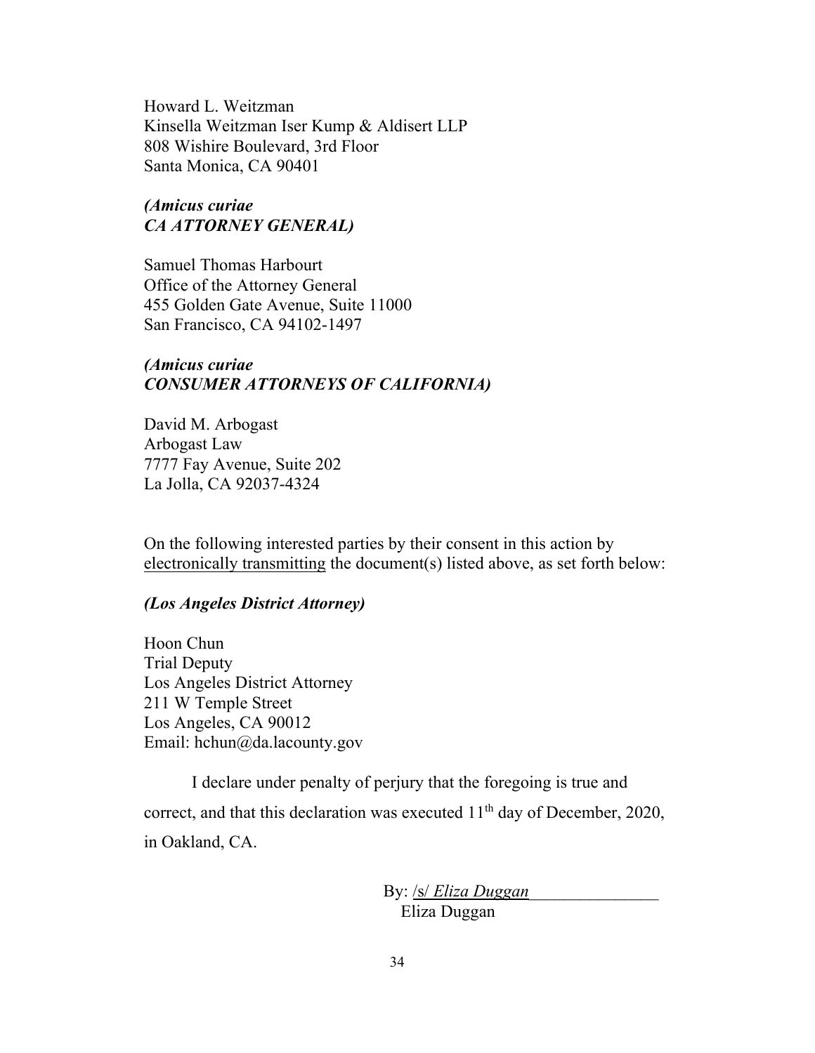Howard L. Weitzman
Kinsella Weitzman Iser Kump & Aldisert LLP
808 Wishire Boulevard, 3rd Floor
Santa Monica, CA 90401

***(Amicus curiae***
***CA ATTORNEY GENERAL)***

Samuel Thomas Harbourt
Office of the Attorney General
455 Golden Gate Avenue, Suite 11000
San Francisco, CA 94102-1497

***(Amicus curiae***
***CONSUMER ATTORNEYS OF CALIFORNIA)***

David M. Arbogast
Arbogast Law
7777 Fay Avenue, Suite 202
La Jolla, CA 92037-4324

On the following interested parties by their consent in this action by electronically transmitting the document(s) listed above, as set forth below:

***(Los Angeles District Attorney)***

Hoon Chun
Trial Deputy
Los Angeles District Attorney
211 W Temple Street
Los Angeles, CA 90012
Email: hchun@da.lacounty.gov

I declare under penalty of perjury that the foregoing is true and correct, and that this declaration was executed 11th day of December, 2020, in Oakland, CA.

By: /s/ *Eliza Duggan*\_\_\_\_\_\_\_\_\_\_\_\_\_\_\_
Eliza Duggan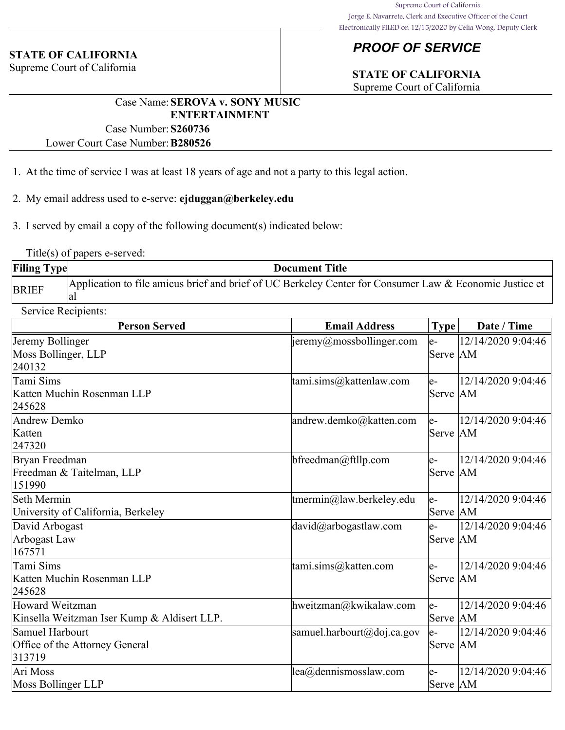Supreme Court of California
Jorge E. Navarrete, Clerk and Executive Officer of the Court
Electronically FILED on 12/15/2020 by Celia Wong, Deputy Clerk

**STATE OF CALIFORNIA**
Supreme Court of California

## *PROOF OF SERVICE*

**STATE OF CALIFORNIA**
Supreme Court of California

Case Name: **SEROVA v. SONY MUSIC ENTERTAINMENT**
Case Number: **S260736**
Lower Court Case Number: **B280526**

1. At the time of service I was at least 18 years of age and not a party to this legal action.
2. My email address used to e-serve: **ejduggan@berkeley.edu**
3. I served by email a copy of the following document(s) indicated below:

Title(s) of papers e-served:

| Filing Type | Document Title |
|---|---|
| BRIEF | Application to file amicus brief and brief of UC Berkeley Center for Consumer Law & Economic Justice et al |

Service Recipients:

| Person Served | Email Address | Type | Date / Time |
|---|---|---|---|
| Jeremy Bollinger<br>Moss Bollinger, LLP<br>240132 | jeremy@mossbollinger.com | e-Serve | 12/14/2020 9:04:46 AM |
| Tami Sims<br>Katten Muchin Rosenman LLP<br>245628 | tami.sims@kattenlaw.com | e-Serve | 12/14/2020 9:04:46 AM |
| Andrew Demko<br>Katten<br>247320 | andrew.demko@katten.com | e-Serve | 12/14/2020 9:04:46 AM |
| Bryan Freedman<br>Freedman & Taitelman, LLP<br>151990 | bfreedman@ftllp.com | e-Serve | 12/14/2020 9:04:46 AM |
| Seth Mermin<br>University of California, Berkeley | tmermin@law.berkeley.edu | e-Serve | 12/14/2020 9:04:46 AM |
| David Arbogast<br>Arbogast Law<br>167571 | david@arbogastlaw.com | e-Serve | 12/14/2020 9:04:46 AM |
| Tami Sims<br>Katten Muchin Rosenman LLP<br>245628 | tami.sims@katten.com | e-Serve | 12/14/2020 9:04:46 AM |
| Howard Weitzman<br>Kinsella Weitzman Iser Kump & Aldisert LLP. | hweitzman@kwikalaw.com | e-Serve | 12/14/2020 9:04:46 AM |
| Samuel Harbourt<br>Office of the Attorney General<br>313719 | samuel.harbourt@doj.ca.gov | e-Serve | 12/14/2020 9:04:46 AM |
| Ari Moss<br>Moss Bollinger LLP | lea@dennismosslaw.com | e-Serve | 12/14/2020 9:04:46 AM |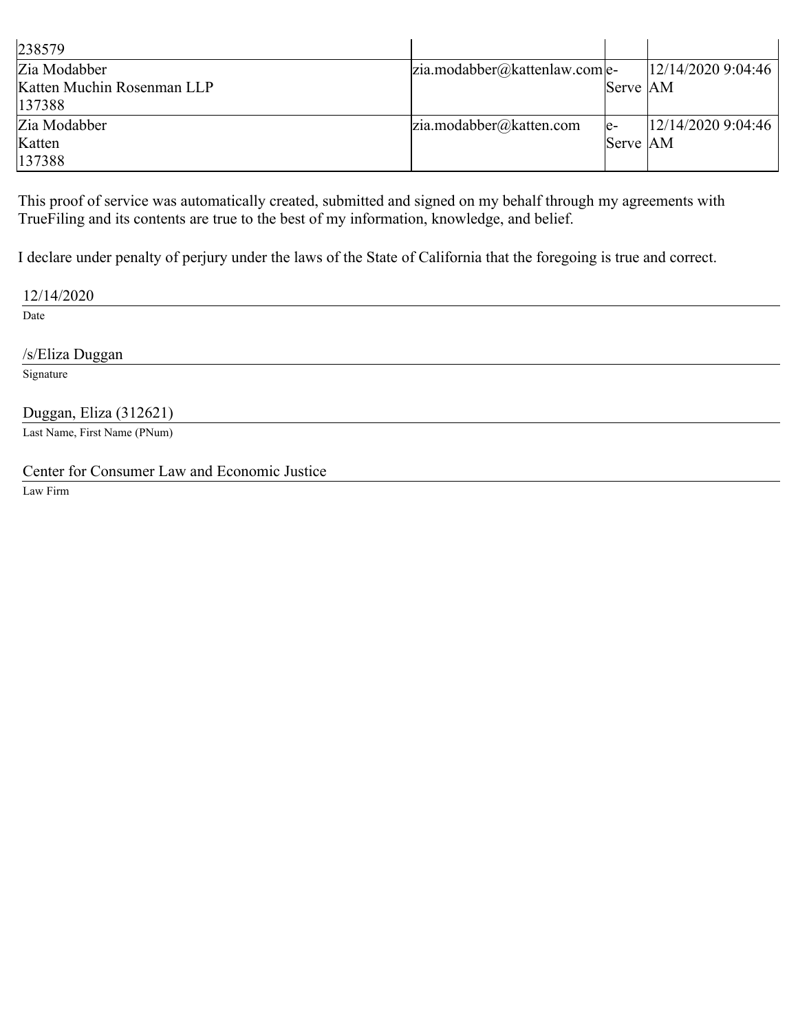| | | | |
|---|---|---|---|
| 238579 | | | |
| Zia Modabber<br>Katten Muchin Rosenman LLP<br>137388 | zia.modabber@kattenlaw.com | e-Serve | 12/14/2020 9:04:46 AM |
| Zia Modabber<br>Katten<br>137388 | zia.modabber@katten.com | e-Serve | 12/14/2020 9:04:46 AM |

This proof of service was automatically created, submitted and signed on my behalf through my agreements with TrueFiling and its contents are true to the best of my information, knowledge, and belief.

I declare under penalty of perjury under the laws of the State of California that the foregoing is true and correct.

12/14/2020

Date

/s/Eliza Duggan

Signature

Duggan, Eliza (312621)

Last Name, First Name (PNum)

Center for Consumer Law and Economic Justice

Law Firm